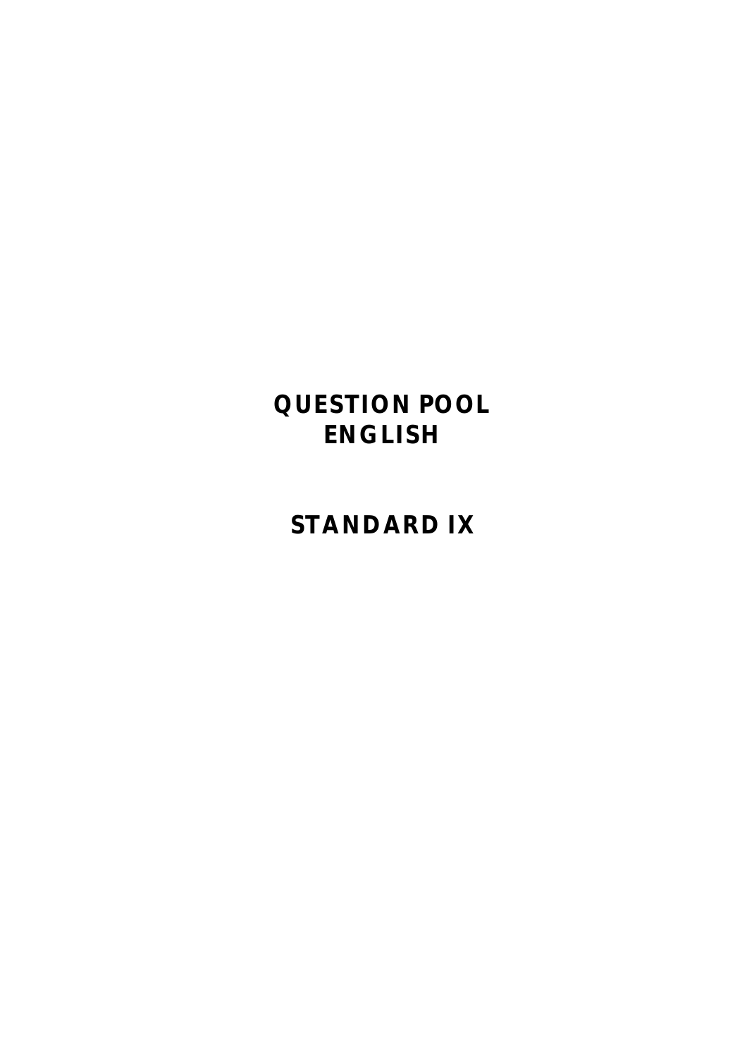# QUESTION POOL
# ENGLISH

# STANDARD IX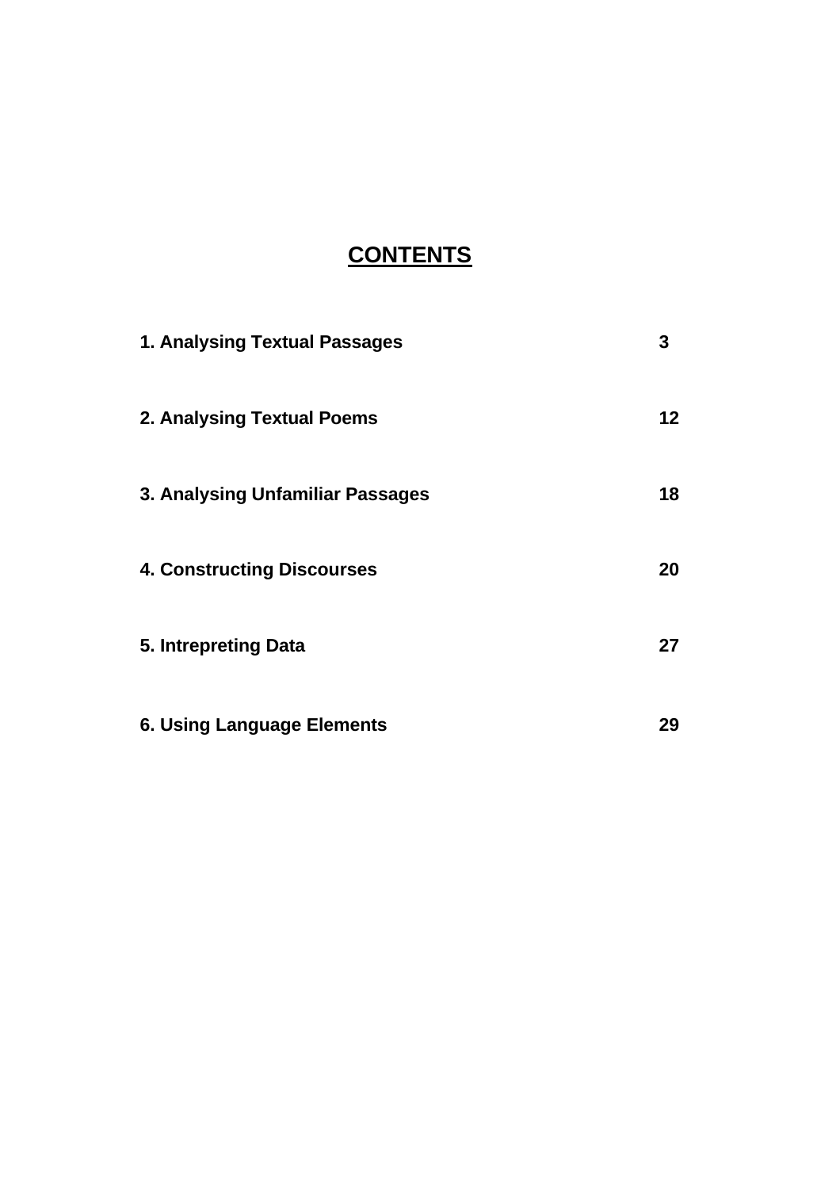# CONTENTS

| | |
|---|---|
| **1. Analysing Textual Passages** | **3** |
| **2. Analysing Textual Poems** | **12** |
| **3. Analysing Unfamiliar Passages** | **18** |
| **4. Constructing Discourses** | **20** |
| **5. Intrepreting Data** | **27** |
| **6. Using Language Elements** | **29** |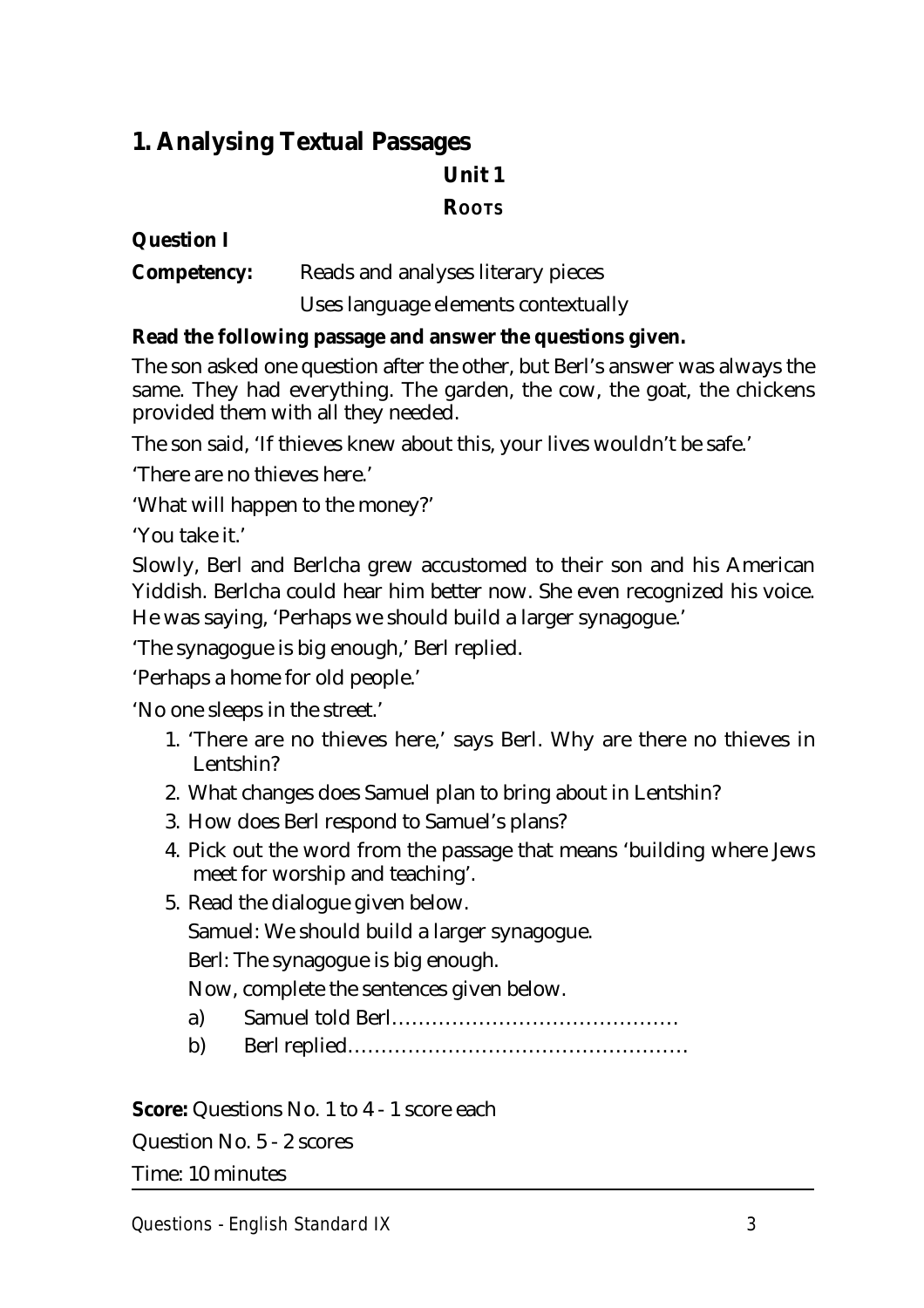## 1. Analysing Textual Passages

### Unit 1

### Roots

**Question I**

**Competency:** Reads and analyses literary pieces

Uses language elements contextually

**Read the following passage and answer the questions given.**

The son asked one question after the other, but Berl's answer was always the same. They had everything. The garden, the cow, the goat, the chickens provided them with all they needed.

The son said, 'If thieves knew about this, your lives wouldn't be safe.'

'There are no thieves here.'

'What will happen to the money?'

'You take it.'

Slowly, Berl and Berlcha grew accustomed to their son and his American Yiddish. Berlcha could hear him better now. She even recognized his voice. He was saying, 'Perhaps we should build a larger synagogue.'

'The synagogue is big enough,' Berl replied.

'Perhaps a home for old people.'

'No one sleeps in the street.'

1. 'There are no thieves here,' says Berl. Why are there no thieves in Lentshin?
2. What changes does Samuel plan to bring about in Lentshin?
3. How does Berl respond to Samuel's plans?
4. Pick out the word from the passage that means 'building where Jews meet for worship and teaching'.
5. Read the dialogue given below.

   Samuel: We should build a larger synagogue.

   Berl: The synagogue is big enough.

   Now, complete the sentences given below.

   a) Samuel told Berl……………………………………

   b) Berl replied……………………………………………

**Score:** Questions No. 1 to 4 - 1 score each

Question No. 5 - 2 scores

Time: 10 minutes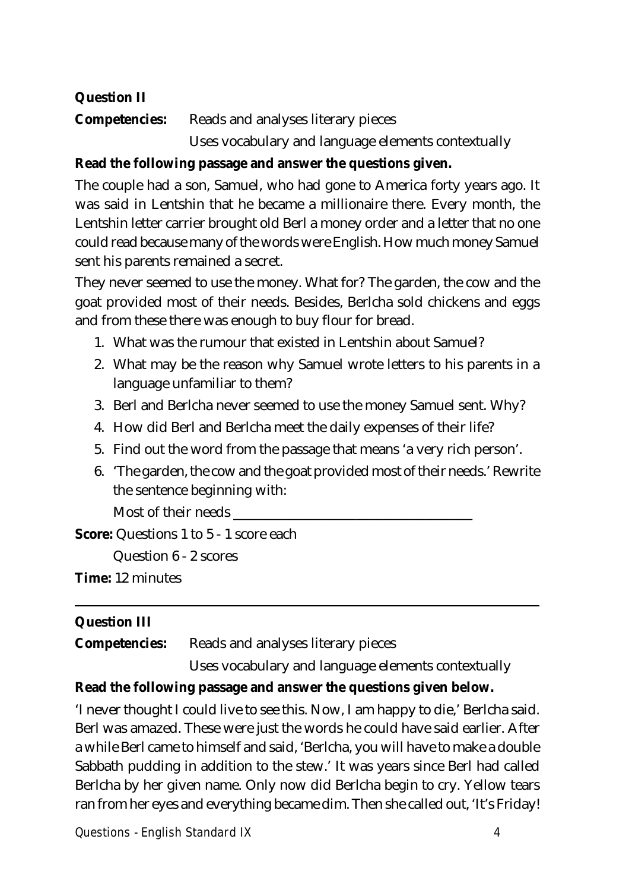**Question II**

**Competencies:** Reads and analyses literary pieces

Uses vocabulary and language elements contextually

**Read the following passage and answer the questions given.**

The couple had a son, Samuel, who had gone to America forty years ago. It was said in Lentshin that he became a millionaire there. Every month, the Lentshin letter carrier brought old Berl a money order and a letter that no one could read because many of the words were English. How much money Samuel sent his parents remained a secret.

They never seemed to use the money. What for? The garden, the cow and the goat provided most of their needs. Besides, Berlcha sold chickens and eggs and from these there was enough to buy flour for bread.

1. What was the rumour that existed in Lentshin about Samuel?
2. What may be the reason why Samuel wrote letters to his parents in a language unfamiliar to them?
3. Berl and Berlcha never seemed to use the money Samuel sent. Why?
4. How did Berl and Berlcha meet the daily expenses of their life?
5. Find out the word from the passage that means 'a very rich person'.
6. 'The garden, the cow and the goat provided most of their needs.' Rewrite the sentence beginning with:

   Most of their needs ___________________________________

**Score:** Questions 1 to 5 - 1 score each

Question 6 - 2 scores

**Time:** 12 minutes

---

**Question III**

**Competencies:** Reads and analyses literary pieces

Uses vocabulary and language elements contextually

**Read the following passage and answer the questions given below.**

'I never thought I could live to see this. Now, I am happy to die,' Berlcha said. Berl was amazed. These were just the words he could have said earlier. After a while Berl came to himself and said, 'Berlcha, you will have to make a double Sabbath pudding in addition to the stew.' It was years since Berl had called Berlcha by her given name. Only now did Berlcha begin to cry. Yellow tears ran from her eyes and everything became dim. Then she called out, 'It's Friday!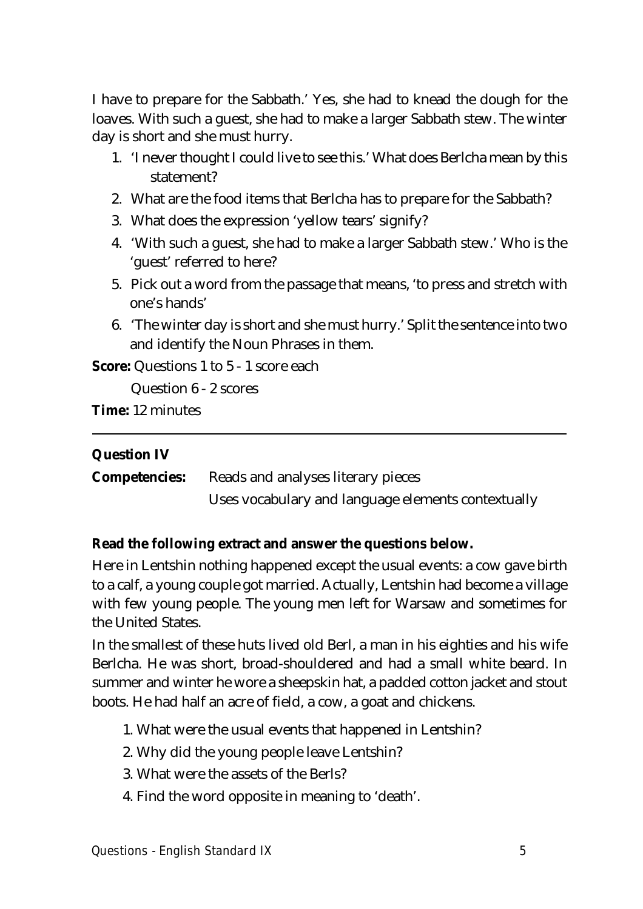I have to prepare for the Sabbath.' Yes, she had to knead the dough for the loaves. With such a guest, she had to make a larger Sabbath stew. The winter day is short and she must hurry.

1. 'I never thought I could live to see this.' What does Berlcha mean by this statement?
2. What are the food items that Berlcha has to prepare for the Sabbath?
3. What does the expression 'yellow tears' signify?
4. 'With such a guest, she had to make a larger Sabbath stew.' Who is the 'guest' referred to here?
5. Pick out a word from the passage that means, 'to press and stretch with one's hands'
6. 'The winter day is short and she must hurry.' Split the sentence into two and identify the Noun Phrases in them.

**Score:** Questions 1 to 5 - 1 score each

Question 6 - 2 scores

**Time:** 12 minutes

---

**Question IV**

**Competencies:** Reads and analyses literary pieces

Uses vocabulary and language elements contextually

**Read the following extract and answer the questions below.**

Here in Lentshin nothing happened except the usual events: a cow gave birth to a calf, a young couple got married. Actually, Lentshin had become a village with few young people. The young men left for Warsaw and sometimes for the United States.

In the smallest of these huts lived old Berl, a man in his eighties and his wife Berlcha. He was short, broad-shouldered and had a small white beard. In summer and winter he wore a sheepskin hat, a padded cotton jacket and stout boots. He had half an acre of field, a cow, a goat and chickens.

1. What were the usual events that happened in Lentshin?
2. Why did the young people leave Lentshin?
3. What were the assets of the Berls?
4. Find the word opposite in meaning to 'death'.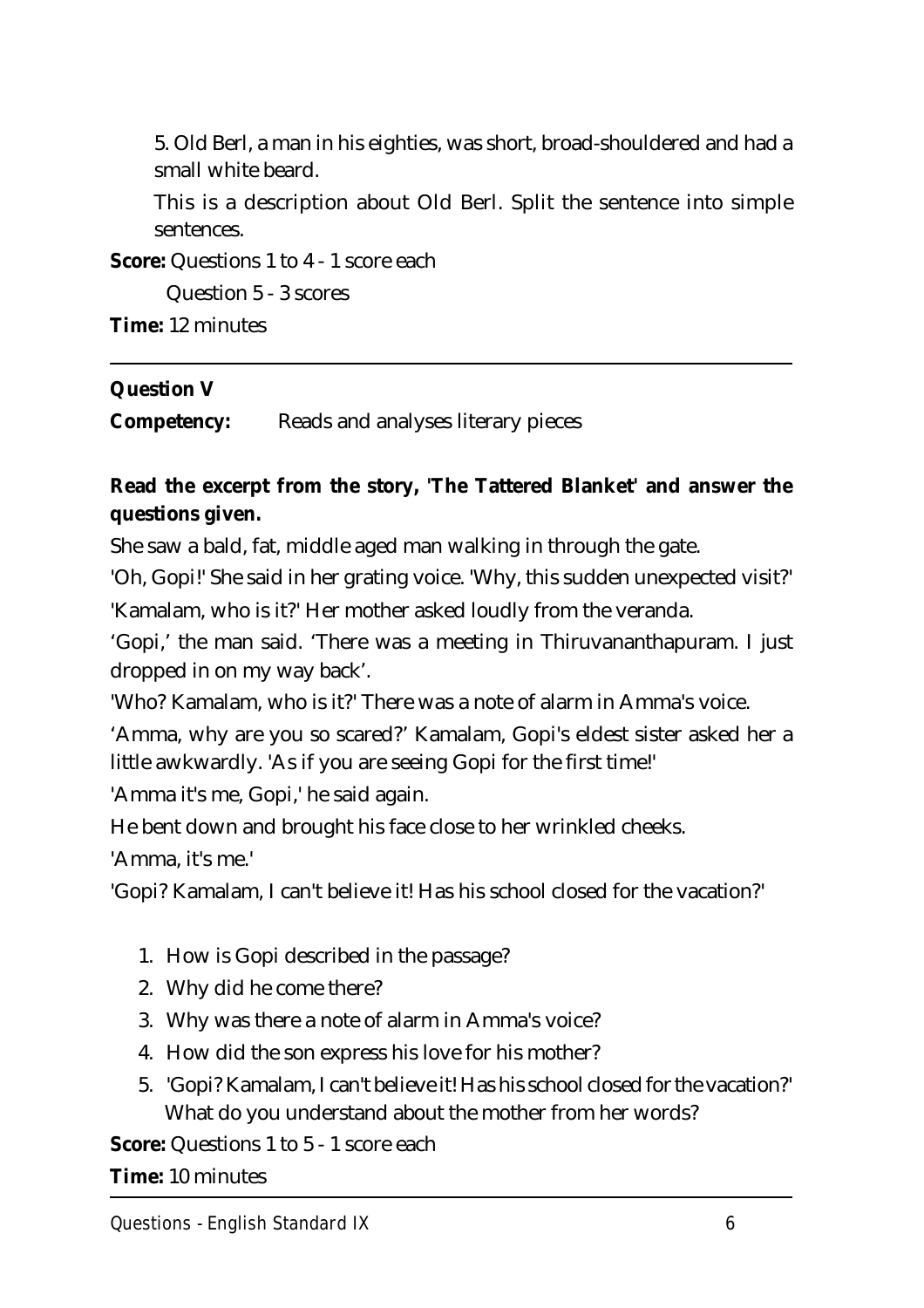5. Old Berl, a man in his eighties, was short, broad-shouldered and had a small white beard.

   This is a description about Old Berl. Split the sentence into simple sentences.

**Score:** Questions 1 to 4 - 1 score each

Question 5 - 3 scores

**Time:** 12 minutes

---

**Question V**

**Competency:** Reads and analyses literary pieces

**Read the excerpt from the story, 'The Tattered Blanket' and answer the questions given.**

She saw a bald, fat, middle aged man walking in through the gate.

'Oh, Gopi!' She said in her grating voice. 'Why, this sudden unexpected visit?'

'Kamalam, who is it?' Her mother asked loudly from the veranda.

'Gopi,' the man said. 'There was a meeting in Thiruvananthapuram. I just dropped in on my way back'.

'Who? Kamalam, who is it?' There was a note of alarm in Amma's voice.

'Amma, why are you so scared?' Kamalam, Gopi's eldest sister asked her a little awkwardly. 'As if you are seeing Gopi for the first time!'

'Amma it's me, Gopi,' he said again.

He bent down and brought his face close to her wrinkled cheeks.

'Amma, it's me.'

'Gopi? Kamalam, I can't believe it! Has his school closed for the vacation?'

1. How is Gopi described in the passage?
2. Why did he come there?
3. Why was there a note of alarm in Amma's voice?
4. How did the son express his love for his mother?
5. 'Gopi? Kamalam, I can't believe it! Has his school closed for the vacation?' What do you understand about the mother from her words?

**Score:** Questions 1 to 5 - 1 score each

**Time:** 10 minutes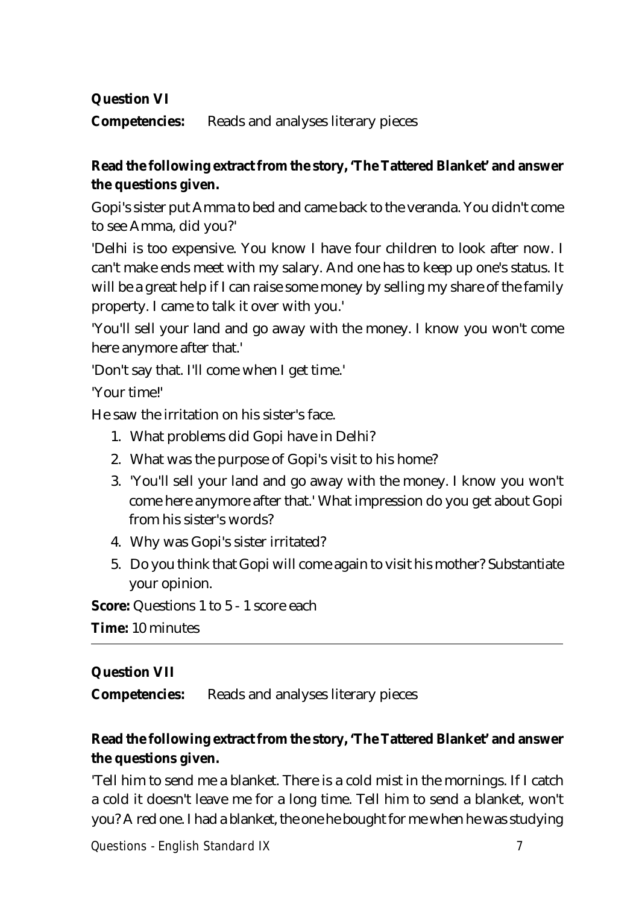**Question VI**

**Competencies:** Reads and analyses literary pieces

**Read the following extract from the story, 'The Tattered Blanket' and answer the questions given.**

Gopi's sister put Amma to bed and came back to the veranda. You didn't come to see Amma, did you?'

'Delhi is too expensive. You know I have four children to look after now. I can't make ends meet with my salary. And one has to keep up one's status. It will be a great help if I can raise some money by selling my share of the family property. I came to talk it over with you.'

'You'll sell your land and go away with the money. I know you won't come here anymore after that.'

'Don't say that. I'll come when I get time.'

'Your time!'

He saw the irritation on his sister's face.

1. What problems did Gopi have in Delhi?
2. What was the purpose of Gopi's visit to his home?
3. 'You'll sell your land and go away with the money. I know you won't come here anymore after that.' What impression do you get about Gopi from his sister's words?
4. Why was Gopi's sister irritated?
5. Do you think that Gopi will come again to visit his mother? Substantiate your opinion.

**Score:** Questions 1 to 5 - 1 score each

**Time:** 10 minutes

---

**Question VII**

**Competencies:** Reads and analyses literary pieces

**Read the following extract from the story, 'The Tattered Blanket' and answer the questions given.**

'Tell him to send me a blanket. There is a cold mist in the mornings. If I catch a cold it doesn't leave me for a long time. Tell him to send a blanket, won't you? A red one. I had a blanket, the one he bought for me when he was studying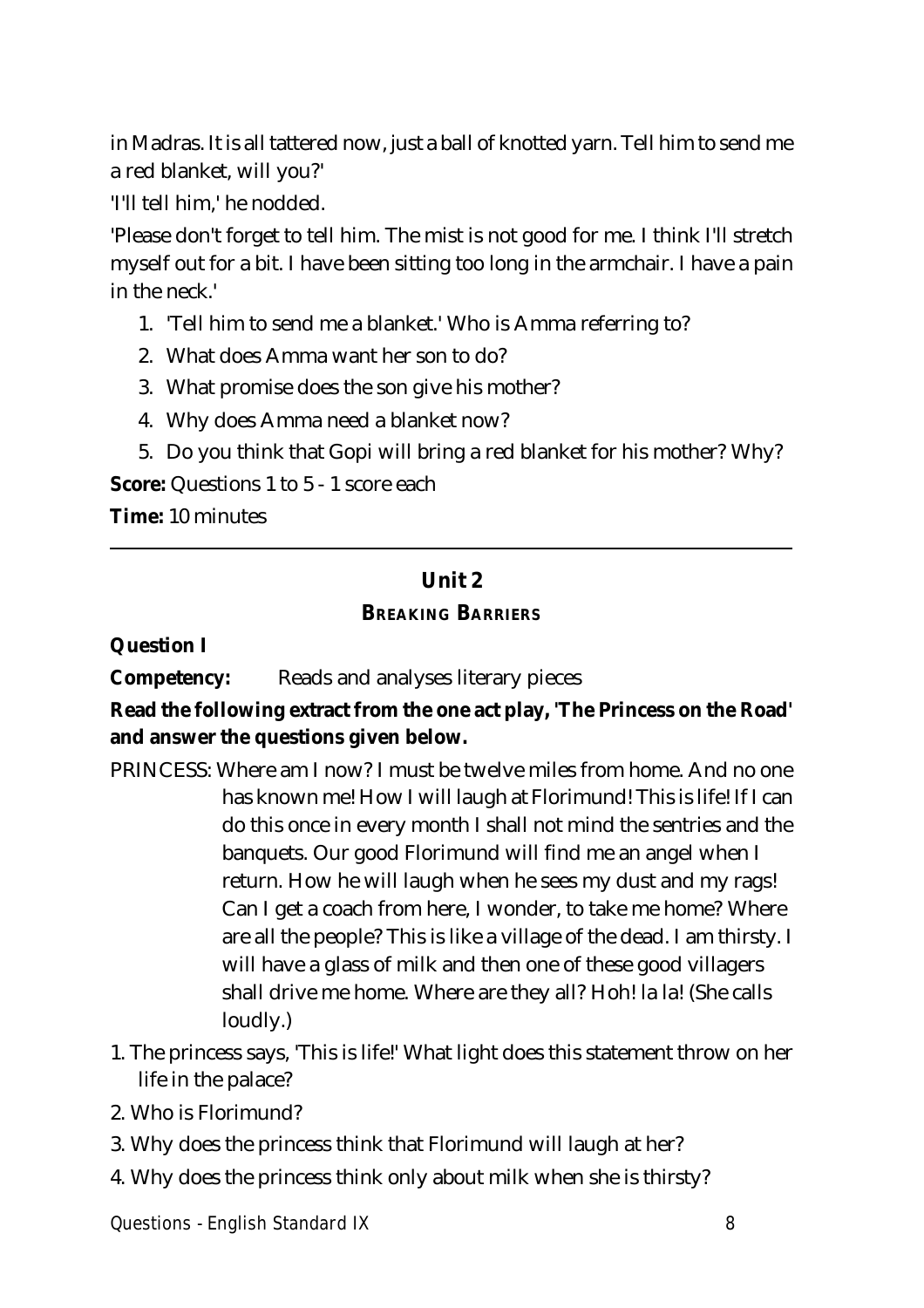in Madras. It is all tattered now, just a ball of knotted yarn. Tell him to send me a red blanket, will you?'

'I'll tell him,' he nodded.

'Please don't forget to tell him. The mist is not good for me. I think I'll stretch myself out for a bit. I have been sitting too long in the armchair. I have a pain in the neck.'

1. 'Tell him to send me a blanket.' Who is Amma referring to?
2. What does Amma want her son to do?
3. What promise does the son give his mother?
4. Why does Amma need a blanket now?
5. Do you think that Gopi will bring a red blanket for his mother? Why?

**Score:** Questions 1 to 5 - 1 score each

**Time:** 10 minutes

---

## Unit 2

### BREAKING BARRIERS

**Question I**

**Competency:** Reads and analyses literary pieces

**Read the following extract from the one act play, 'The Princess on the Road' and answer the questions given below.**

PRINCESS: Where am I now? I must be twelve miles from home. And no one has known me! How I will laugh at Florimund! This is life! If I can do this once in every month I shall not mind the sentries and the banquets. Our good Florimund will find me an angel when I return. How he will laugh when he sees my dust and my rags! Can I get a coach from here, I wonder, to take me home? Where are all the people? This is like a village of the dead. I am thirsty. I will have a glass of milk and then one of these good villagers shall drive me home. Where are they all? Hoh! la la! (She calls loudly.)

1. The princess says, 'This is life!' What light does this statement throw on her life in the palace?
2. Who is Florimund?
3. Why does the princess think that Florimund will laugh at her?
4. Why does the princess think only about milk when she is thirsty?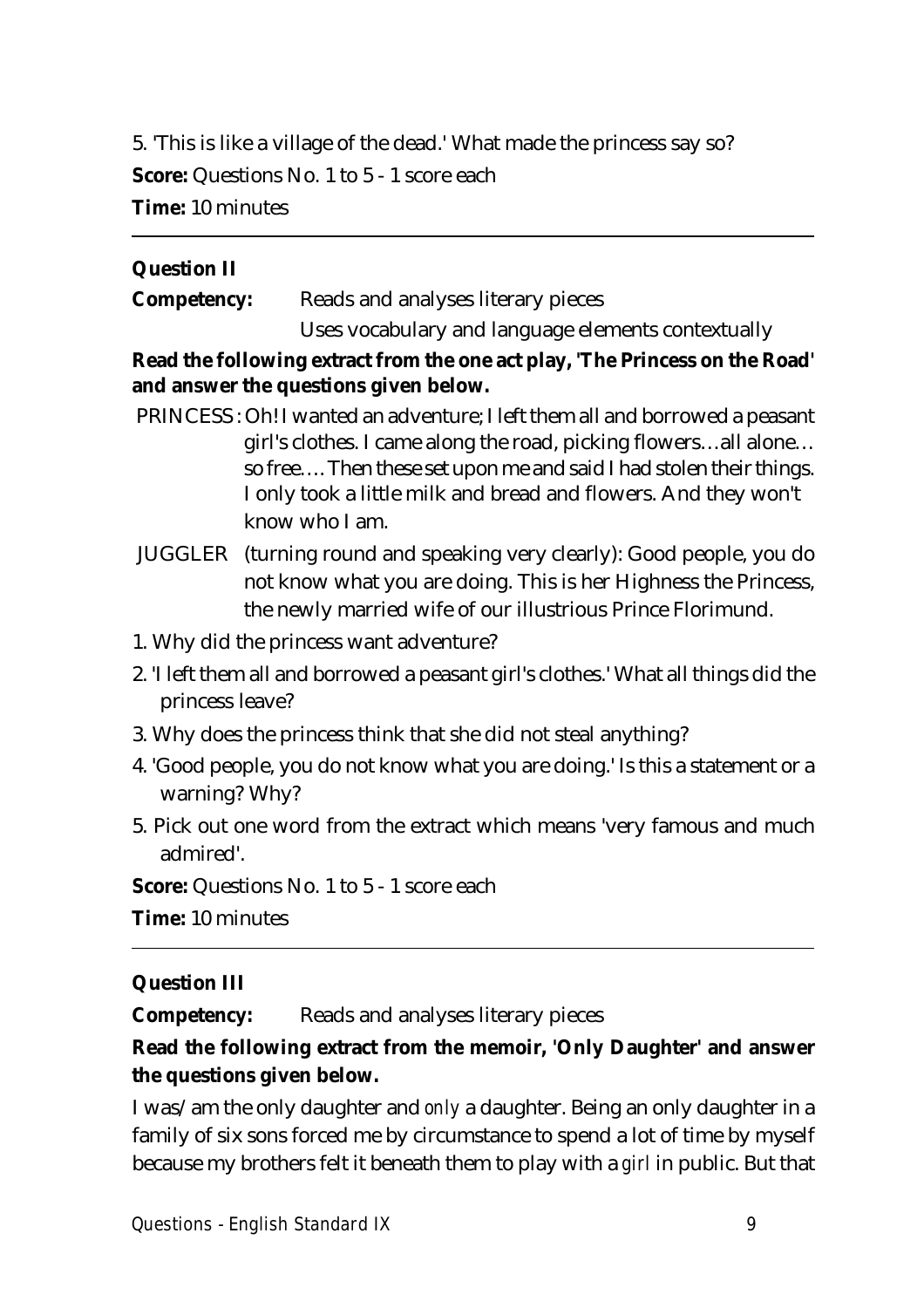5. 'This is like a village of the dead.' What made the princess say so?

**Score:** Questions No. 1 to 5 - 1 score each

**Time:** 10 minutes

---

**Question II**

**Competency:** Reads and analyses literary pieces

Uses vocabulary and language elements contextually

**Read the following extract from the one act play, 'The Princess on the Road' and answer the questions given below.**

PRINCESS : Oh! I wanted an adventure; I left them all and borrowed a peasant girl's clothes. I came along the road, picking flowers…all alone… so free…. Then these set upon me and said I had stolen their things. I only took a little milk and bread and flowers. And they won't know who I am.

JUGGLER (turning round and speaking very clearly): Good people, you do not know what you are doing. This is her Highness the Princess, the newly married wife of our illustrious Prince Florimund.

1. Why did the princess want adventure?
2. 'I left them all and borrowed a peasant girl's clothes.' What all things did the princess leave?
3. Why does the princess think that she did not steal anything?
4. 'Good people, you do not know what you are doing.' Is this a statement or a warning? Why?
5. Pick out one word from the extract which means 'very famous and much admired'.

**Score:** Questions No. 1 to 5 - 1 score each

**Time:** 10 minutes

---

**Question III**

**Competency:** Reads and analyses literary pieces

**Read the following extract from the memoir, 'Only Daughter' and answer the questions given below.**

I was/am the only daughter and *only* a daughter. Being an only daughter in a family of six sons forced me by circumstance to spend a lot of time by myself because my brothers felt it beneath them to play with a *girl* in public. But that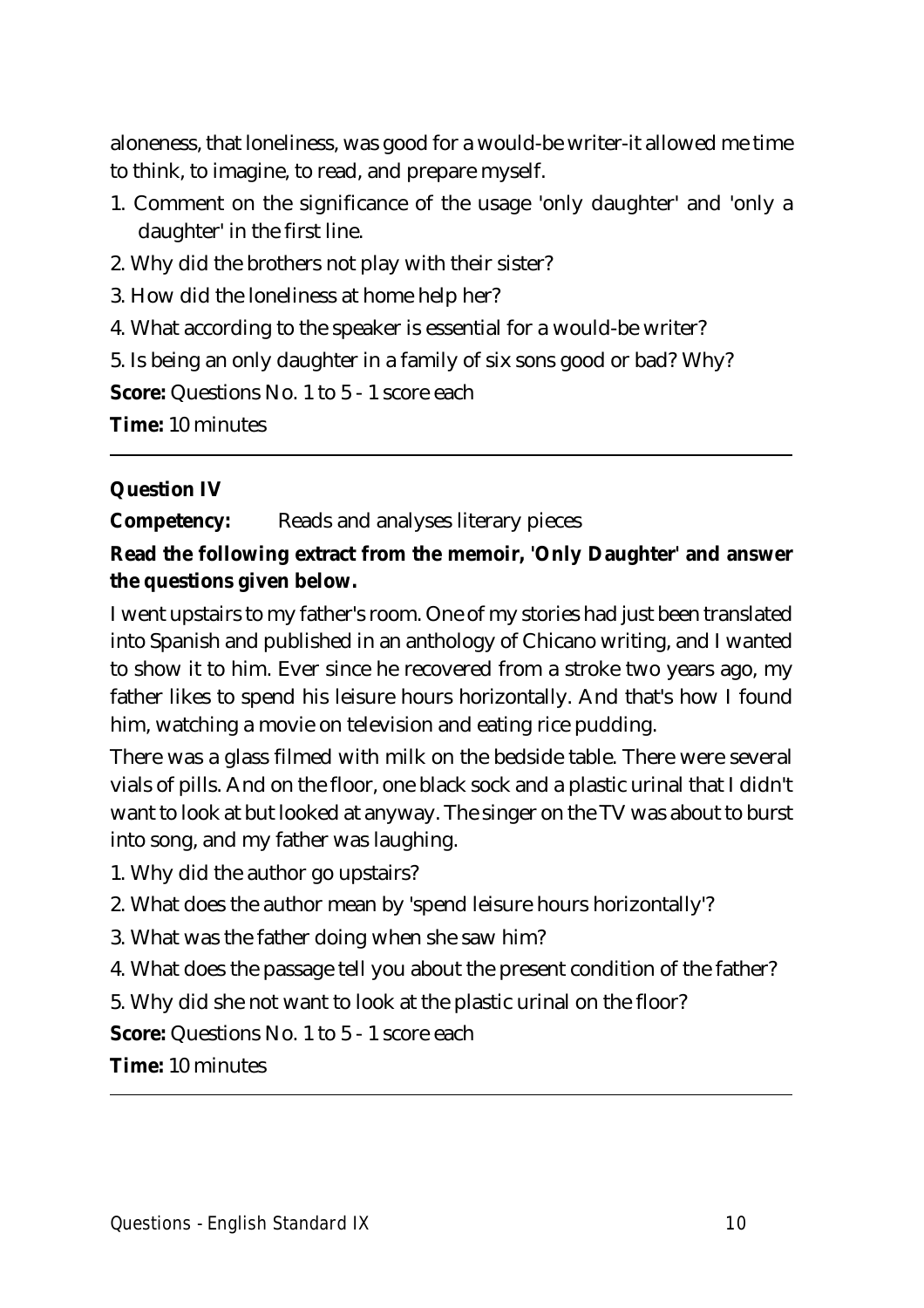aloneness, that loneliness, was good for a would-be writer-it allowed me time to think, to imagine, to read, and prepare myself.

1. Comment on the significance of the usage 'only daughter' and 'only a daughter' in the first line.
2. Why did the brothers not play with their sister?
3. How did the loneliness at home help her?
4. What according to the speaker is essential for a would-be writer?
5. Is being an only daughter in a family of six sons good or bad? Why?

**Score:** Questions No. 1 to 5 - 1 score each

**Time:** 10 minutes

---

**Question IV**

**Competency:** Reads and analyses literary pieces

**Read the following extract from the memoir, 'Only Daughter' and answer the questions given below.**

I went upstairs to my father's room. One of my stories had just been translated into Spanish and published in an anthology of Chicano writing, and I wanted to show it to him. Ever since he recovered from a stroke two years ago, my father likes to spend his leisure hours horizontally. And that's how I found him, watching a movie on television and eating rice pudding.

There was a glass filmed with milk on the bedside table. There were several vials of pills. And on the floor, one black sock and a plastic urinal that I didn't want to look at but looked at anyway. The singer on the TV was about to burst into song, and my father was laughing.

1. Why did the author go upstairs?
2. What does the author mean by 'spend leisure hours horizontally'?
3. What was the father doing when she saw him?
4. What does the passage tell you about the present condition of the father?
5. Why did she not want to look at the plastic urinal on the floor?

**Score:** Questions No. 1 to 5 - 1 score each

**Time:** 10 minutes

---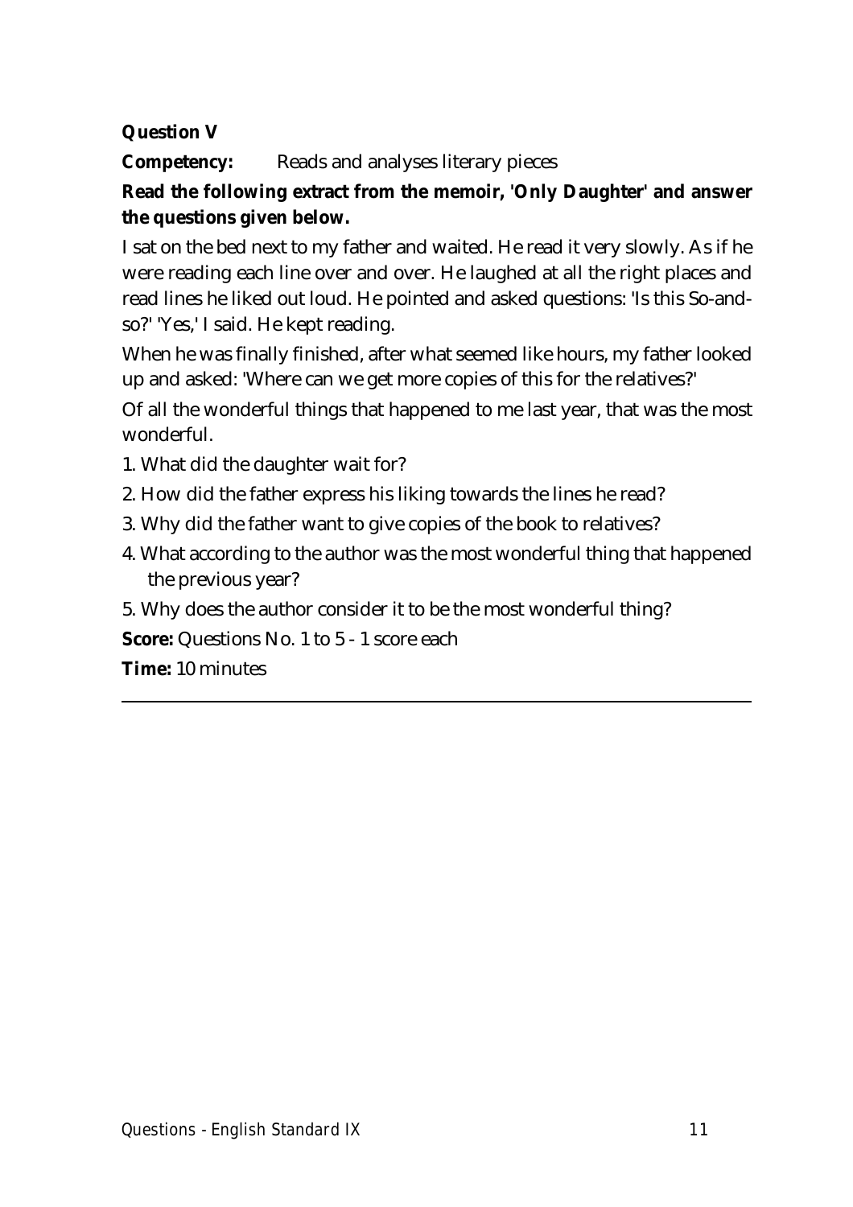**Question V**

**Competency:** Reads and analyses literary pieces

**Read the following extract from the memoir, 'Only Daughter' and answer the questions given below.**

I sat on the bed next to my father and waited. He read it very slowly. As if he were reading each line over and over. He laughed at all the right places and read lines he liked out loud. He pointed and asked questions: 'Is this So-and-so?' 'Yes,' I said. He kept reading.

When he was finally finished, after what seemed like hours, my father looked up and asked: 'Where can we get more copies of this for the relatives?'

Of all the wonderful things that happened to me last year, that was the most wonderful.

1. What did the daughter wait for?
2. How did the father express his liking towards the lines he read?
3. Why did the father want to give copies of the book to relatives?
4. What according to the author was the most wonderful thing that happened the previous year?
5. Why does the author consider it to be the most wonderful thing?

**Score:** Questions No. 1 to 5 - 1 score each

**Time:** 10 minutes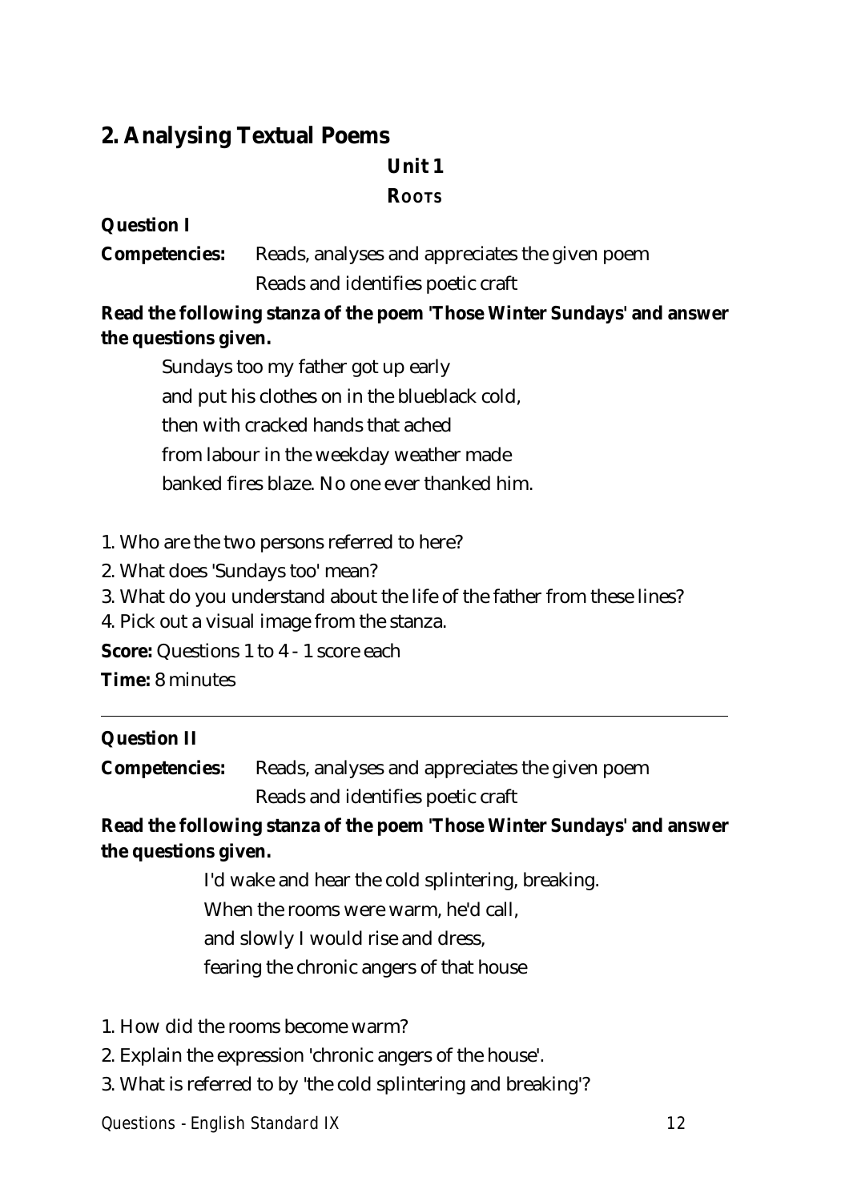## 2. Analysing Textual Poems

### Unit 1

### ROOTS

**Question I**

**Competencies:** Reads, analyses and appreciates the given poem
Reads and identifies poetic craft

**Read the following stanza of the poem 'Those Winter Sundays' and answer the questions given.**

> Sundays too my father got up early
> and put his clothes on in the blueblack cold,
> then with cracked hands that ached
> from labour in the weekday weather made
> banked fires blaze. No one ever thanked him.

1. Who are the two persons referred to here?
2. What does 'Sundays too' mean?
3. What do you understand about the life of the father from these lines?
4. Pick out a visual image from the stanza.

**Score:** Questions 1 to 4 - 1 score each

**Time:** 8 minutes

---

**Question II**

**Competencies:** Reads, analyses and appreciates the given poem
Reads and identifies poetic craft

**Read the following stanza of the poem 'Those Winter Sundays' and answer the questions given.**

> I'd wake and hear the cold splintering, breaking.
> When the rooms were warm, he'd call,
> and slowly I would rise and dress,
> fearing the chronic angers of that house

1. How did the rooms become warm?
2. Explain the expression 'chronic angers of the house'.
3. What is referred to by 'the cold splintering and breaking'?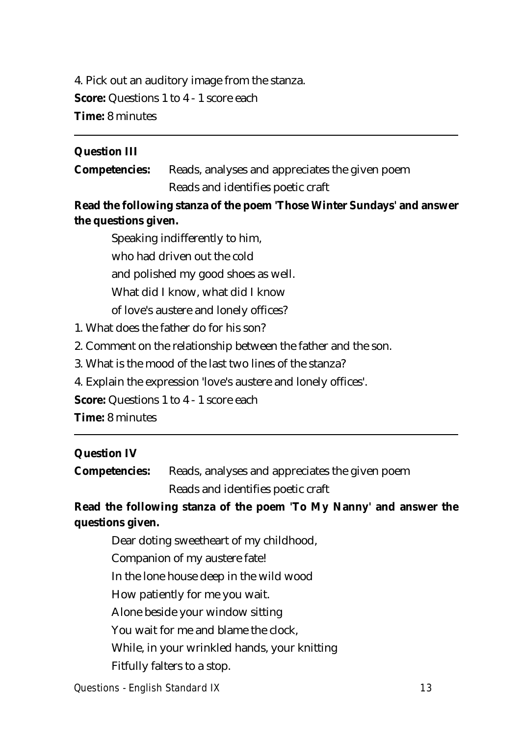4. Pick out an auditory image from the stanza.

**Score:** Questions 1 to 4 - 1 score each

**Time:** 8 minutes

---

**Question III**

**Competencies:** Reads, analyses and appreciates the given poem
Reads and identifies poetic craft

**Read the following stanza of the poem 'Those Winter Sundays' and answer the questions given.**

> Speaking indifferently to him,
> who had driven out the cold
> and polished my good shoes as well.
> What did I know, what did I know
> of love's austere and lonely offices?

1. What does the father do for his son?
2. Comment on the relationship between the father and the son.
3. What is the mood of the last two lines of the stanza?
4. Explain the expression 'love's austere and lonely offices'.

**Score:** Questions 1 to 4 - 1 score each

**Time:** 8 minutes

---

**Question IV**

**Competencies:** Reads, analyses and appreciates the given poem
Reads and identifies poetic craft

**Read the following stanza of the poem 'To My Nanny' and answer the questions given.**

> Dear doting sweetheart of my childhood,
> Companion of my austere fate!
> In the lone house deep in the wild wood
> How patiently for me you wait.
> Alone beside your window sitting
> You wait for me and blame the clock,
> While, in your wrinkled hands, your knitting
> Fitfully falters to a stop.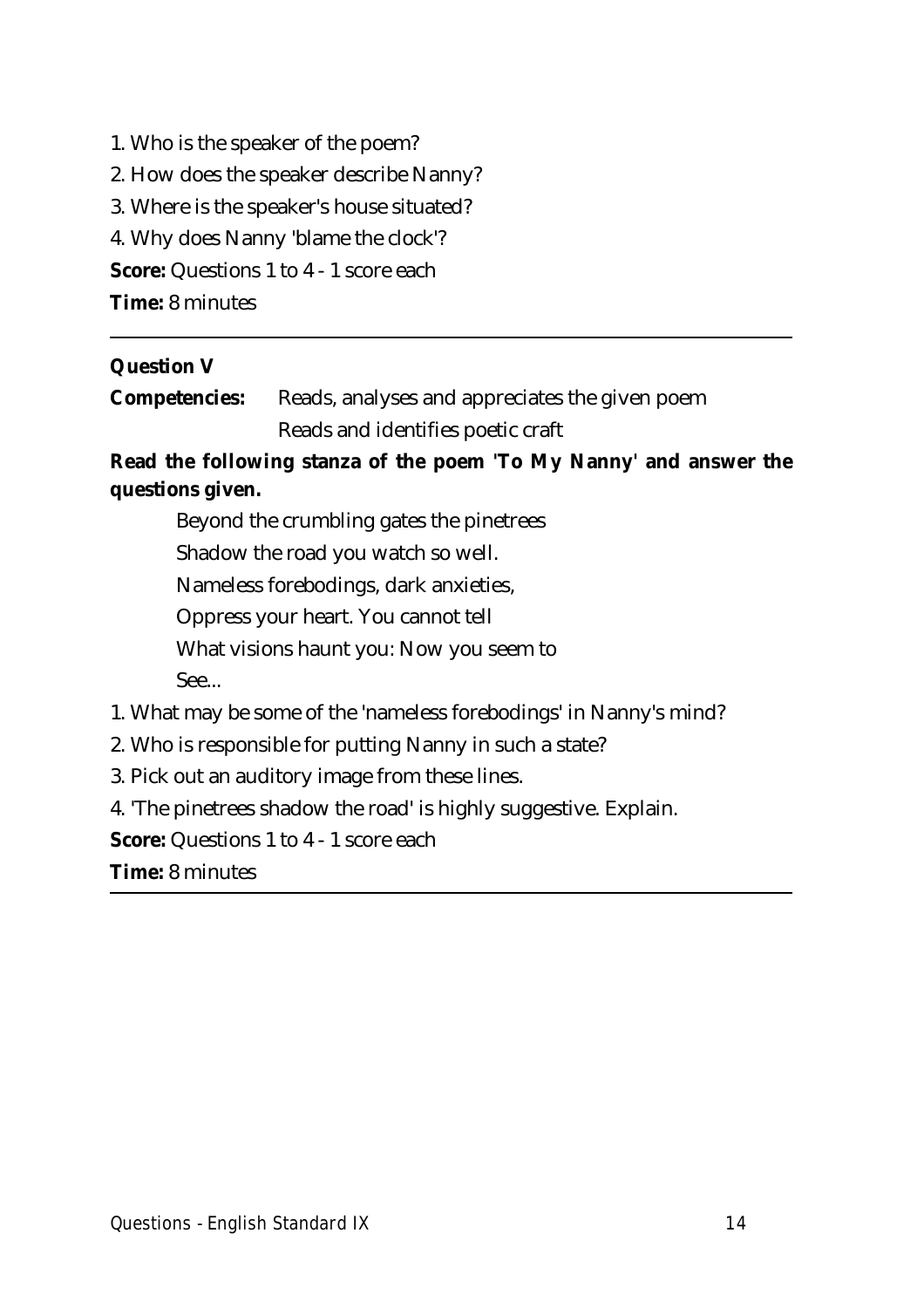1. Who is the speaker of the poem?
2. How does the speaker describe Nanny?
3. Where is the speaker's house situated?
4. Why does Nanny 'blame the clock'?

**Score:** Questions 1 to 4 - 1 score each

**Time:** 8 minutes

---

**Question V**

**Competencies:** Reads, analyses and appreciates the given poem
Reads and identifies poetic craft

**Read the following stanza of the poem 'To My Nanny' and answer the questions given.**

> Beyond the crumbling gates the pinetrees
> Shadow the road you watch so well.
> Nameless forebodings, dark anxieties,
> Oppress your heart. You cannot tell
> What visions haunt you: Now you seem to
> See...

1. What may be some of the 'nameless forebodings' in Nanny's mind?
2. Who is responsible for putting Nanny in such a state?
3. Pick out an auditory image from these lines.
4. 'The pinetrees shadow the road' is highly suggestive. Explain.

**Score:** Questions 1 to 4 - 1 score each

**Time:** 8 minutes

---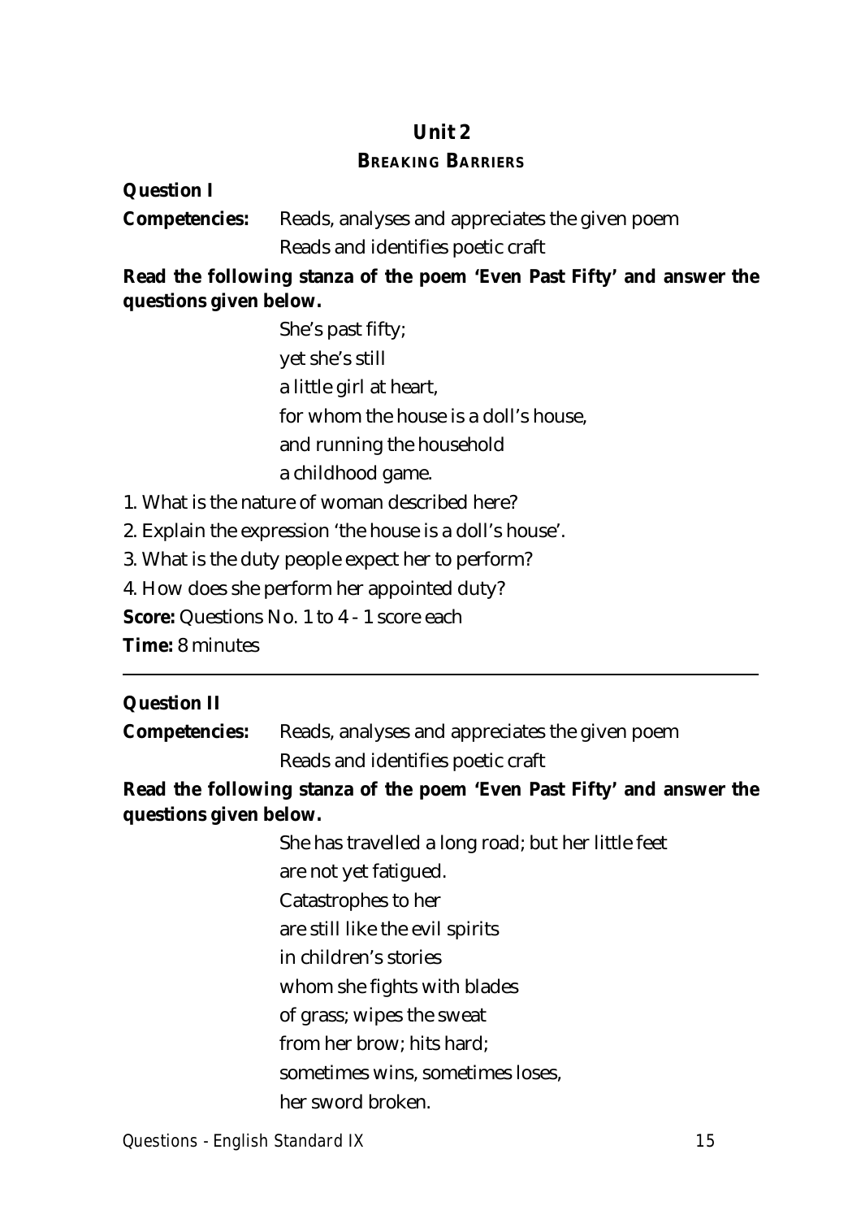## Unit 2

### Breaking Barriers

**Question I**

**Competencies:** Reads, analyses and appreciates the given poem
Reads and identifies poetic craft

**Read the following stanza of the poem 'Even Past Fifty' and answer the questions given below.**

She's past fifty;
yet she's still
a little girl at heart,
for whom the house is a doll's house,
and running the household
a childhood game.

1. What is the nature of woman described here?
2. Explain the expression 'the house is a doll's house'.
3. What is the duty people expect her to perform?
4. How does she perform her appointed duty?

**Score:** Questions No. 1 to 4 - 1 score each

**Time:** 8 minutes

---

**Question II**

**Competencies:** Reads, analyses and appreciates the given poem
Reads and identifies poetic craft

**Read the following stanza of the poem 'Even Past Fifty' and answer the questions given below.**

She has travelled a long road; but her little feet
are not yet fatigued.
Catastrophes to her
are still like the evil spirits
in children's stories
whom she fights with blades
of grass; wipes the sweat
from her brow; hits hard;
sometimes wins, sometimes loses,
her sword broken.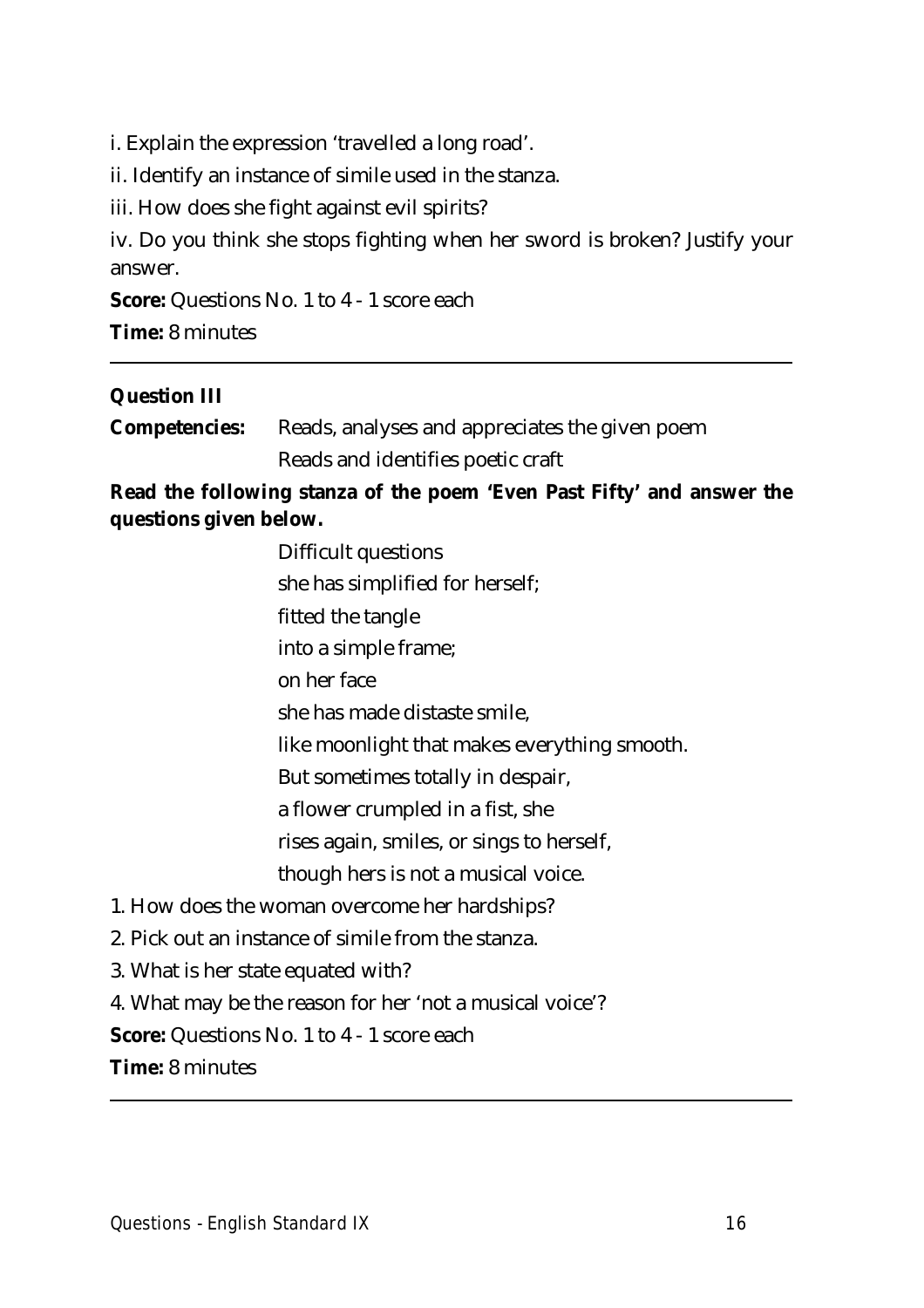i. Explain the expression 'travelled a long road'.

ii. Identify an instance of simile used in the stanza.

iii. How does she fight against evil spirits?

iv. Do you think she stops fighting when her sword is broken? Justify your answer.

**Score:** Questions No. 1 to 4 - 1 score each

**Time:** 8 minutes

---

**Question III**

**Competencies:** Reads, analyses and appreciates the given poem
Reads and identifies poetic craft

**Read the following stanza of the poem 'Even Past Fifty' and answer the questions given below.**

> Difficult questions
> she has simplified for herself;
> fitted the tangle
> into a simple frame;
> on her face
> she has made distaste smile,
> like moonlight that makes everything smooth.
> But sometimes totally in despair,
> a flower crumpled in a fist, she
> rises again, smiles, or sings to herself,
> though hers is not a musical voice.

1. How does the woman overcome her hardships?
2. Pick out an instance of simile from the stanza.
3. What is her state equated with?
4. What may be the reason for her 'not a musical voice'?

**Score:** Questions No. 1 to 4 - 1 score each

**Time:** 8 minutes

---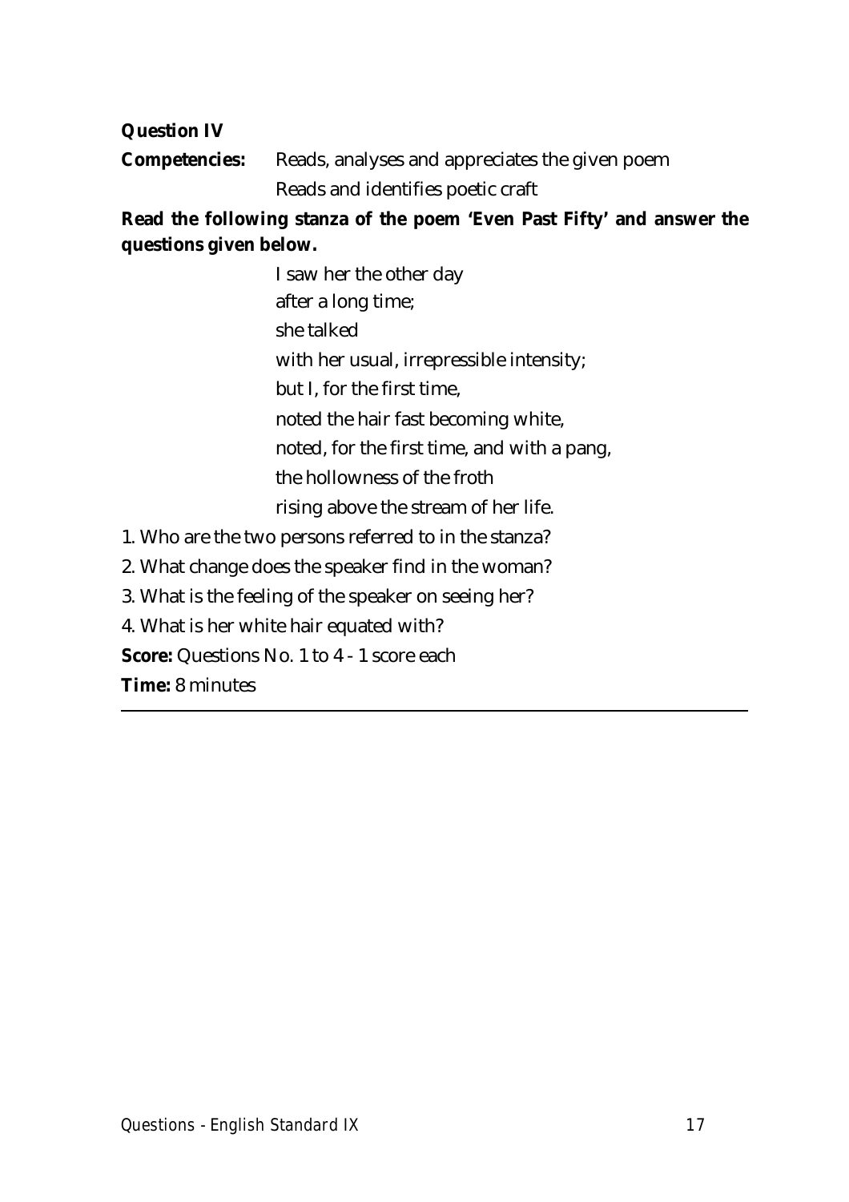**Question IV**

**Competencies:** Reads, analyses and appreciates the given poem
Reads and identifies poetic craft

**Read the following stanza of the poem 'Even Past Fifty' and answer the questions given below.**

I saw her the other day
after a long time;
she talked
with her usual, irrepressible intensity;
but I, for the first time,
noted the hair fast becoming white,
noted, for the first time, and with a pang,
the hollowness of the froth
rising above the stream of her life.

1. Who are the two persons referred to in the stanza?
2. What change does the speaker find in the woman?
3. What is the feeling of the speaker on seeing her?
4. What is her white hair equated with?

**Score:** Questions No. 1 to 4 - 1 score each

**Time:** 8 minutes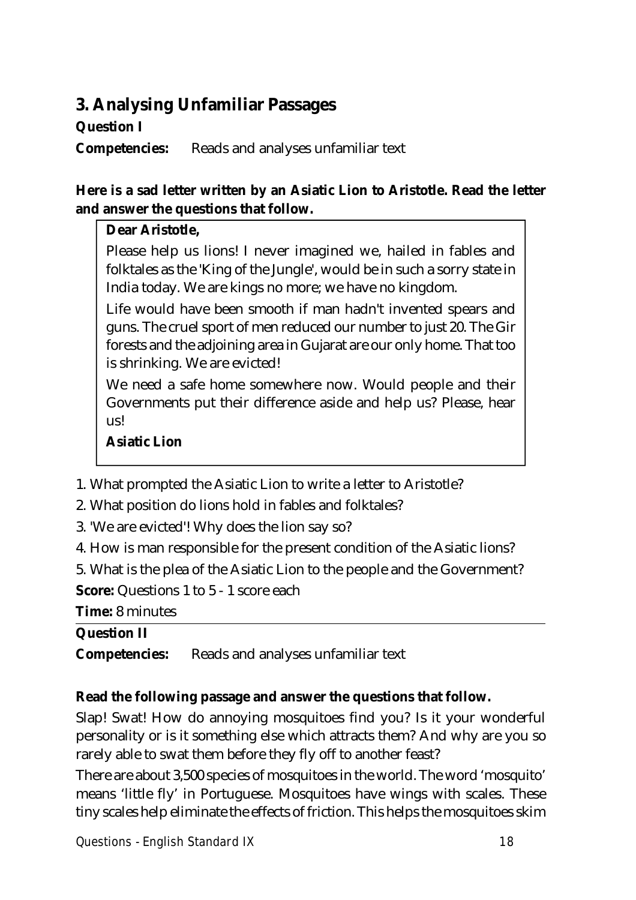## 3. Analysing Unfamiliar Passages

**Question I**

**Competencies:** Reads and analyses unfamiliar text

**Here is a sad letter written by an Asiatic Lion to Aristotle. Read the letter and answer the questions that follow.**

> **Dear Aristotle,**
>
> Please help us lions! I never imagined we, hailed in fables and folktales as the 'King of the Jungle', would be in such a sorry state in India today. We are kings no more; we have no kingdom.
>
> Life would have been smooth if man hadn't invented spears and guns. The cruel sport of men reduced our number to just 20. The Gir forests and the adjoining area in Gujarat are our only home. That too is shrinking. We are evicted!
>
> We need a safe home somewhere now. Would people and their Governments put their difference aside and help us? Please, hear us!
>
> **Asiatic Lion**

1. What prompted the Asiatic Lion to write a letter to Aristotle?
2. What position do lions hold in fables and folktales?
3. 'We are evicted'! Why does the lion say so?
4. How is man responsible for the present condition of the Asiatic lions?
5. What is the plea of the Asiatic Lion to the people and the Government?

**Score:** Questions 1 to 5 - 1 score each

**Time:** 8 minutes

---

**Question II**

**Competencies:** Reads and analyses unfamiliar text

**Read the following passage and answer the questions that follow.**

Slap! Swat! How do annoying mosquitoes find you? Is it your wonderful personality or is it something else which attracts them? And why are you so rarely able to swat them before they fly off to another feast?

There are about 3,500 species of mosquitoes in the world. The word 'mosquito' means 'little fly' in Portuguese. Mosquitoes have wings with scales. These tiny scales help eliminate the effects of friction. This helps the mosquitoes skim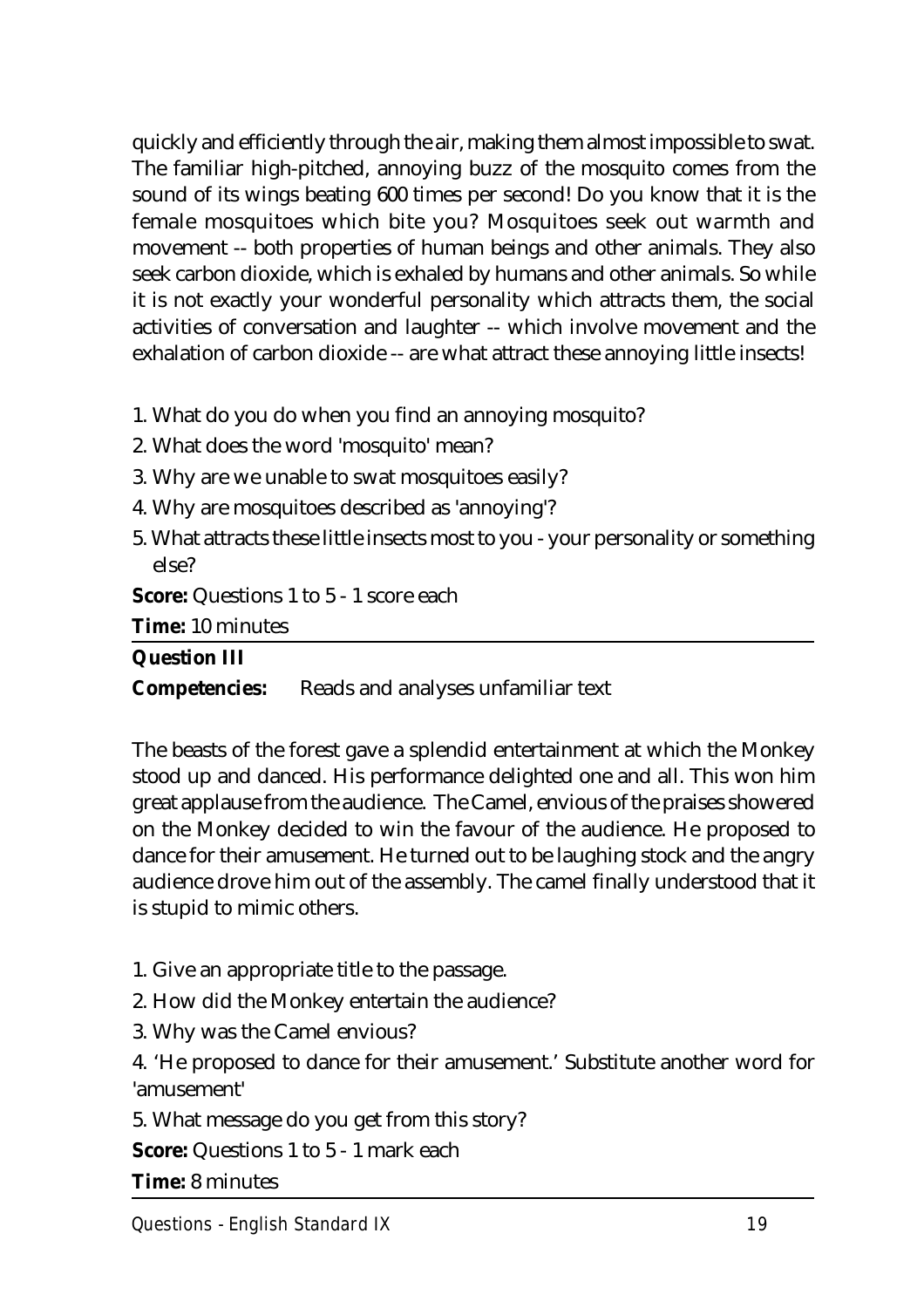quickly and efficiently through the air, making them almost impossible to swat. The familiar high-pitched, annoying buzz of the mosquito comes from the sound of its wings beating 600 times per second! Do you know that it is the female mosquitoes which bite you? Mosquitoes seek out warmth and movement -- both properties of human beings and other animals. They also seek carbon dioxide, which is exhaled by humans and other animals. So while it is not exactly your wonderful personality which attracts them, the social activities of conversation and laughter -- which involve movement and the exhalation of carbon dioxide -- are what attract these annoying little insects!

1. What do you do when you find an annoying mosquito?
2. What does the word 'mosquito' mean?
3. Why are we unable to swat mosquitoes easily?
4. Why are mosquitoes described as 'annoying'?
5. What attracts these little insects most to you - your personality or something else?

**Score:** Questions 1 to 5 - 1 score each

**Time:** 10 minutes

---

**Question III**

**Competencies:** Reads and analyses unfamiliar text

The beasts of the forest gave a splendid entertainment at which the Monkey stood up and danced. His performance delighted one and all. This won him great applause from the audience. The Camel, envious of the praises showered on the Monkey decided to win the favour of the audience. He proposed to dance for their amusement. He turned out to be laughing stock and the angry audience drove him out of the assembly. The camel finally understood that it is stupid to mimic others.

1. Give an appropriate title to the passage.
2. How did the Monkey entertain the audience?
3. Why was the Camel envious?
4. 'He proposed to dance for their amusement.' Substitute another word for 'amusement'
5. What message do you get from this story?

**Score:** Questions 1 to 5 - 1 mark each

**Time:** 8 minutes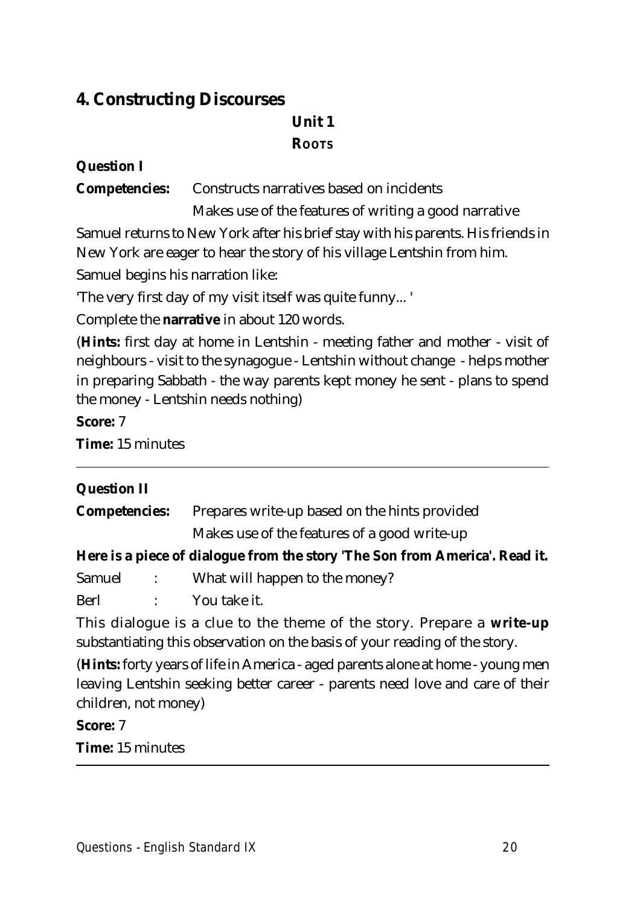## 4. Constructing Discourses

### Unit 1

### ROOTS

**Question I**

**Competencies:** Constructs narratives based on incidents

Makes use of the features of writing a good narrative

Samuel returns to New York after his brief stay with his parents. His friends in New York are eager to hear the story of his village Lentshin from him.

Samuel begins his narration like:

'The very first day of my visit itself was quite funny... '

Complete the **narrative** in about 120 words.

(**Hints:** first day at home in Lentshin - meeting father and mother - visit of neighbours - visit to the synagogue - Lentshin without change - helps mother in preparing Sabbath - the way parents kept money he sent - plans to spend the money - Lentshin needs nothing)

**Score:** 7

**Time:** 15 minutes

---

**Question II**

**Competencies:** Prepares write-up based on the hints provided

Makes use of the features of a good write-up

**Here is a piece of dialogue from the story 'The Son from America'. Read it.**

Samuel : What will happen to the money?

Berl : You take it.

This dialogue is a clue to the theme of the story. Prepare a **write-up** substantiating this observation on the basis of your reading of the story.

(**Hints:** forty years of life in America - aged parents alone at home - young men leaving Lentshin seeking better career - parents need love and care of their children, not money)

**Score:** 7

**Time:** 15 minutes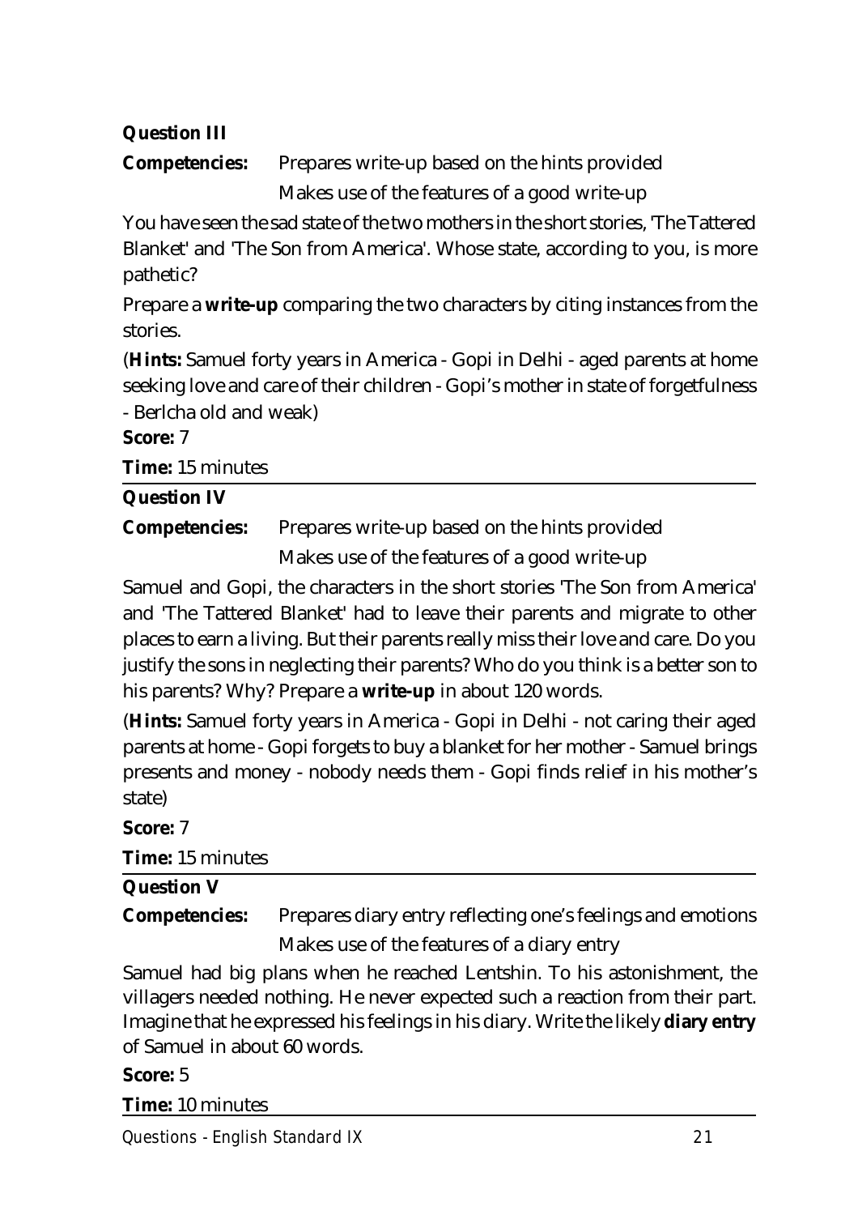**Question III**

**Competencies:** Prepares write-up based on the hints provided

Makes use of the features of a good write-up

You have seen the sad state of the two mothers in the short stories, 'The Tattered Blanket' and 'The Son from America'. Whose state, according to you, is more pathetic?

Prepare a **write-up** comparing the two characters by citing instances from the stories.

(**Hints:** Samuel forty years in America - Gopi in Delhi - aged parents at home seeking love and care of their children - Gopi's mother in state of forgetfulness - Berlcha old and weak)

**Score:** 7

**Time:** 15 minutes

---

**Question IV**

**Competencies:** Prepares write-up based on the hints provided

Makes use of the features of a good write-up

Samuel and Gopi, the characters in the short stories 'The Son from America' and 'The Tattered Blanket' had to leave their parents and migrate to other places to earn a living. But their parents really miss their love and care. Do you justify the sons in neglecting their parents? Who do you think is a better son to his parents? Why? Prepare a **write-up** in about 120 words.

(**Hints:** Samuel forty years in America - Gopi in Delhi - not caring their aged parents at home - Gopi forgets to buy a blanket for her mother - Samuel brings presents and money - nobody needs them - Gopi finds relief in his mother's state)

**Score:** 7

**Time:** 15 minutes

---

**Question V**

**Competencies:** Prepares diary entry reflecting one's feelings and emotions

Makes use of the features of a diary entry

Samuel had big plans when he reached Lentshin. To his astonishment, the villagers needed nothing. He never expected such a reaction from their part. Imagine that he expressed his feelings in his diary. Write the likely **diary entry** of Samuel in about 60 words.

**Score:** 5

**Time:** 10 minutes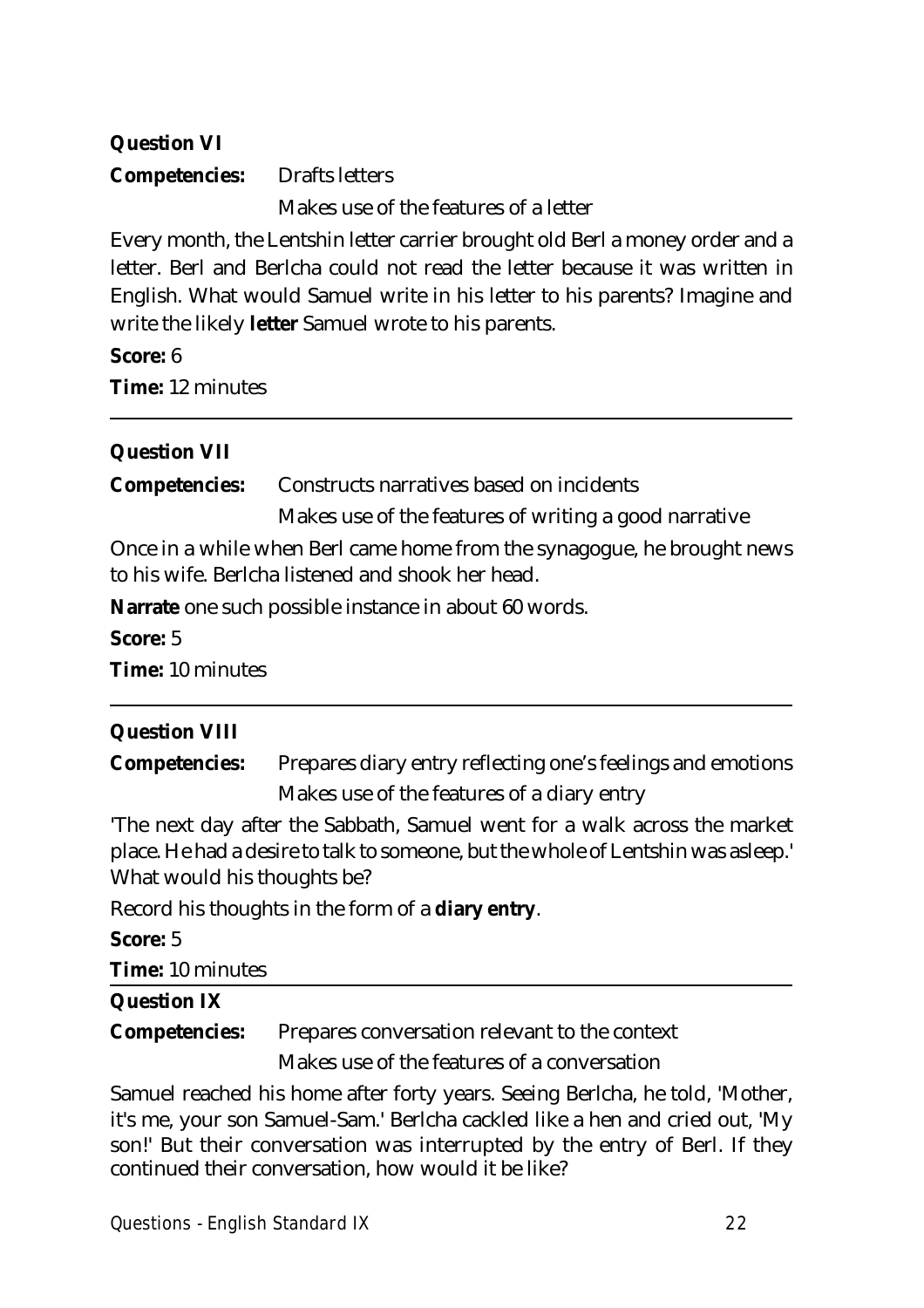**Question VI**

**Competencies:** Drafts letters

Makes use of the features of a letter

Every month, the Lentshin letter carrier brought old Berl a money order and a letter. Berl and Berlcha could not read the letter because it was written in English. What would Samuel write in his letter to his parents? Imagine and write the likely **letter** Samuel wrote to his parents.

**Score:** 6

**Time:** 12 minutes

---

**Question VII**

**Competencies:** Constructs narratives based on incidents

Makes use of the features of writing a good narrative

Once in a while when Berl came home from the synagogue, he brought news to his wife. Berlcha listened and shook her head.

**Narrate** one such possible instance in about 60 words.

**Score:** 5

**Time:** 10 minutes

---

**Question VIII**

**Competencies:** Prepares diary entry reflecting one's feelings and emotions

Makes use of the features of a diary entry

'The next day after the Sabbath, Samuel went for a walk across the market place. He had a desire to talk to someone, but the whole of Lentshin was asleep.' What would his thoughts be?

Record his thoughts in the form of a **diary entry**.

**Score:** 5

**Time:** 10 minutes

---

**Question IX**

**Competencies:** Prepares conversation relevant to the context

Makes use of the features of a conversation

Samuel reached his home after forty years. Seeing Berlcha, he told, 'Mother, it's me, your son Samuel-Sam.' Berlcha cackled like a hen and cried out, 'My son!' But their conversation was interrupted by the entry of Berl. If they continued their conversation, how would it be like?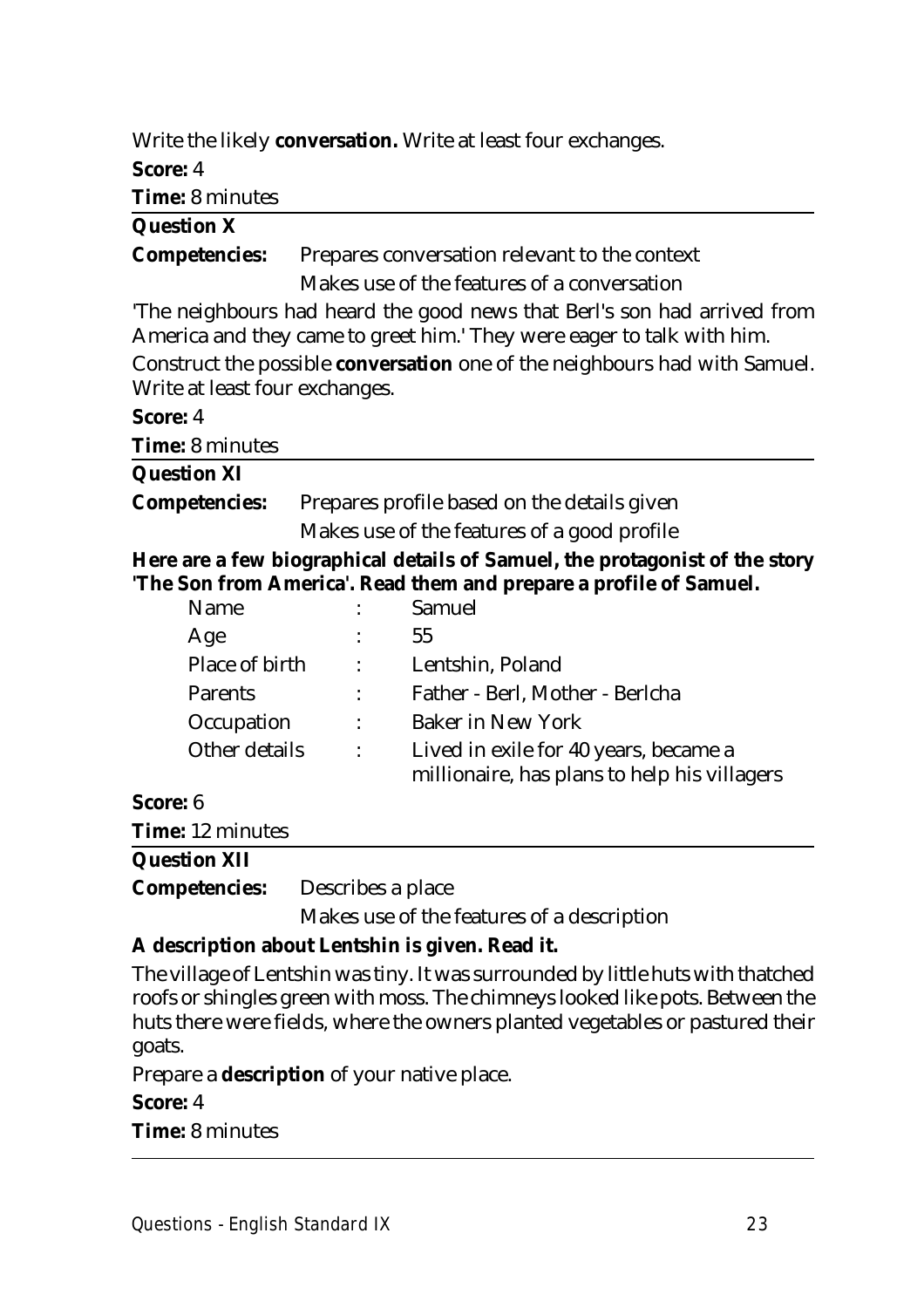Write the likely **conversation.** Write at least four exchanges.

**Score:** 4

**Time:** 8 minutes

---

**Question X**

**Competencies:** Prepares conversation relevant to the context
Makes use of the features of a conversation

'The neighbours had heard the good news that Berl's son had arrived from America and they came to greet him.' They were eager to talk with him.

Construct the possible **conversation** one of the neighbours had with Samuel. Write at least four exchanges.

**Score:** 4

**Time:** 8 minutes

---

**Question XI**

**Competencies:** Prepares profile based on the details given
Makes use of the features of a good profile

**Here are a few biographical details of Samuel, the protagonist of the story 'The Son from America'. Read them and prepare a profile of Samuel.**

| | | |
|---|---|---|
| Name | : | Samuel |
| Age | : | 55 |
| Place of birth | : | Lentshin, Poland |
| Parents | : | Father - Berl, Mother - Berlcha |
| Occupation | : | Baker in New York |
| Other details | : | Lived in exile for 40 years, became a millionaire, has plans to help his villagers |

**Score:** 6

**Time:** 12 minutes

---

**Question XII**

**Competencies:** Describes a place
Makes use of the features of a description

**A description about Lentshin is given. Read it.**

The village of Lentshin was tiny. It was surrounded by little huts with thatched roofs or shingles green with moss. The chimneys looked like pots. Between the huts there were fields, where the owners planted vegetables or pastured their goats.

Prepare a **description** of your native place.

**Score:** 4

**Time:** 8 minutes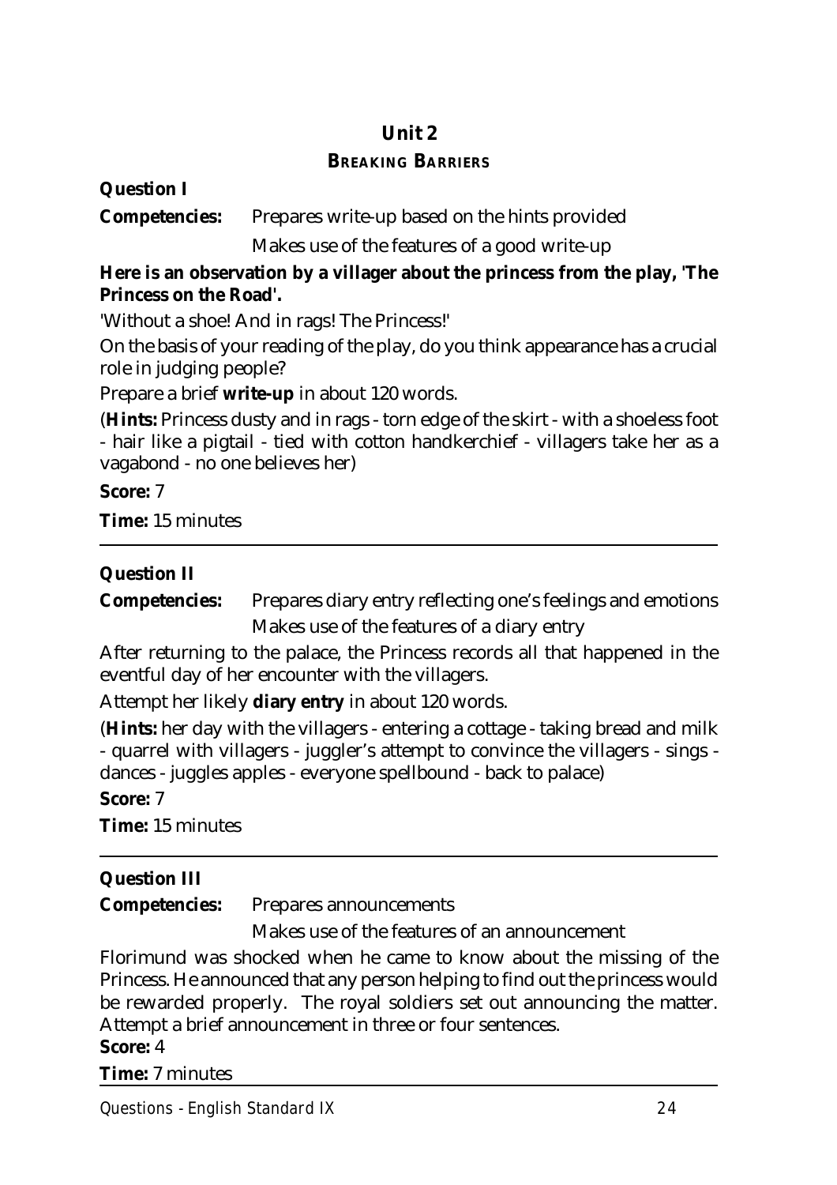# Unit 2

## Breaking Barriers

**Question I**

**Competencies:** Prepares write-up based on the hints provided

Makes use of the features of a good write-up

**Here is an observation by a villager about the princess from the play, 'The Princess on the Road'.**

'Without a shoe! And in rags! The Princess!'

On the basis of your reading of the play, do you think appearance has a crucial role in judging people?

Prepare a brief **write-up** in about 120 words.

(**Hints:** Princess dusty and in rags - torn edge of the skirt - with a shoeless foot - hair like a pigtail - tied with cotton handkerchief - villagers take her as a vagabond - no one believes her)

**Score:** 7

**Time:** 15 minutes

---

**Question II**

**Competencies:** Prepares diary entry reflecting one's feelings and emotions

Makes use of the features of a diary entry

After returning to the palace, the Princess records all that happened in the eventful day of her encounter with the villagers.

Attempt her likely **diary entry** in about 120 words.

(**Hints:** her day with the villagers - entering a cottage - taking bread and milk - quarrel with villagers - juggler's attempt to convince the villagers - sings - dances - juggles apples - everyone spellbound - back to palace)

**Score:** 7

**Time:** 15 minutes

---

**Question III**

**Competencies:** Prepares announcements

Makes use of the features of an announcement

Florimund was shocked when he came to know about the missing of the Princess. He announced that any person helping to find out the princess would be rewarded properly. The royal soldiers set out announcing the matter. Attempt a brief announcement in three or four sentences.

**Score:** 4

**Time:** 7 minutes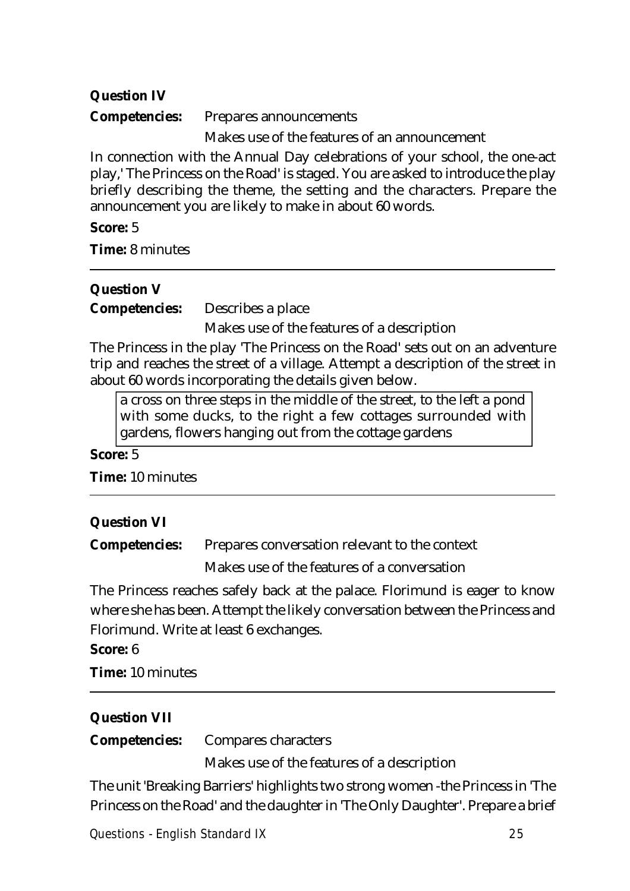**Question IV**

**Competencies:** Prepares announcements

Makes use of the features of an announcement

In connection with the Annual Day celebrations of your school, the one-act play,' The Princess on the Road' is staged. You are asked to introduce the play briefly describing the theme, the setting and the characters. Prepare the announcement you are likely to make in about 60 words.

**Score:** 5

**Time:** 8 minutes

---

**Question V**

**Competencies:** Describes a place

Makes use of the features of a description

The Princess in the play 'The Princess on the Road' sets out on an adventure trip and reaches the street of a village. Attempt a description of the street in about 60 words incorporating the details given below.

| a cross on three steps in the middle of the street, to the left a pond with some ducks, to the right a few cottages surrounded with gardens, flowers hanging out from the cottage gardens |
|---|

**Score:** 5

**Time:** 10 minutes

---

**Question VI**

**Competencies:** Prepares conversation relevant to the context

Makes use of the features of a conversation

The Princess reaches safely back at the palace. Florimund is eager to know where she has been. Attempt the likely conversation between the Princess and Florimund. Write at least 6 exchanges.

**Score:** 6

**Time:** 10 minutes

---

**Question VII**

**Competencies:** Compares characters

Makes use of the features of a description

The unit 'Breaking Barriers' highlights two strong women -the Princess in 'The Princess on the Road' and the daughter in 'The Only Daughter'. Prepare a brief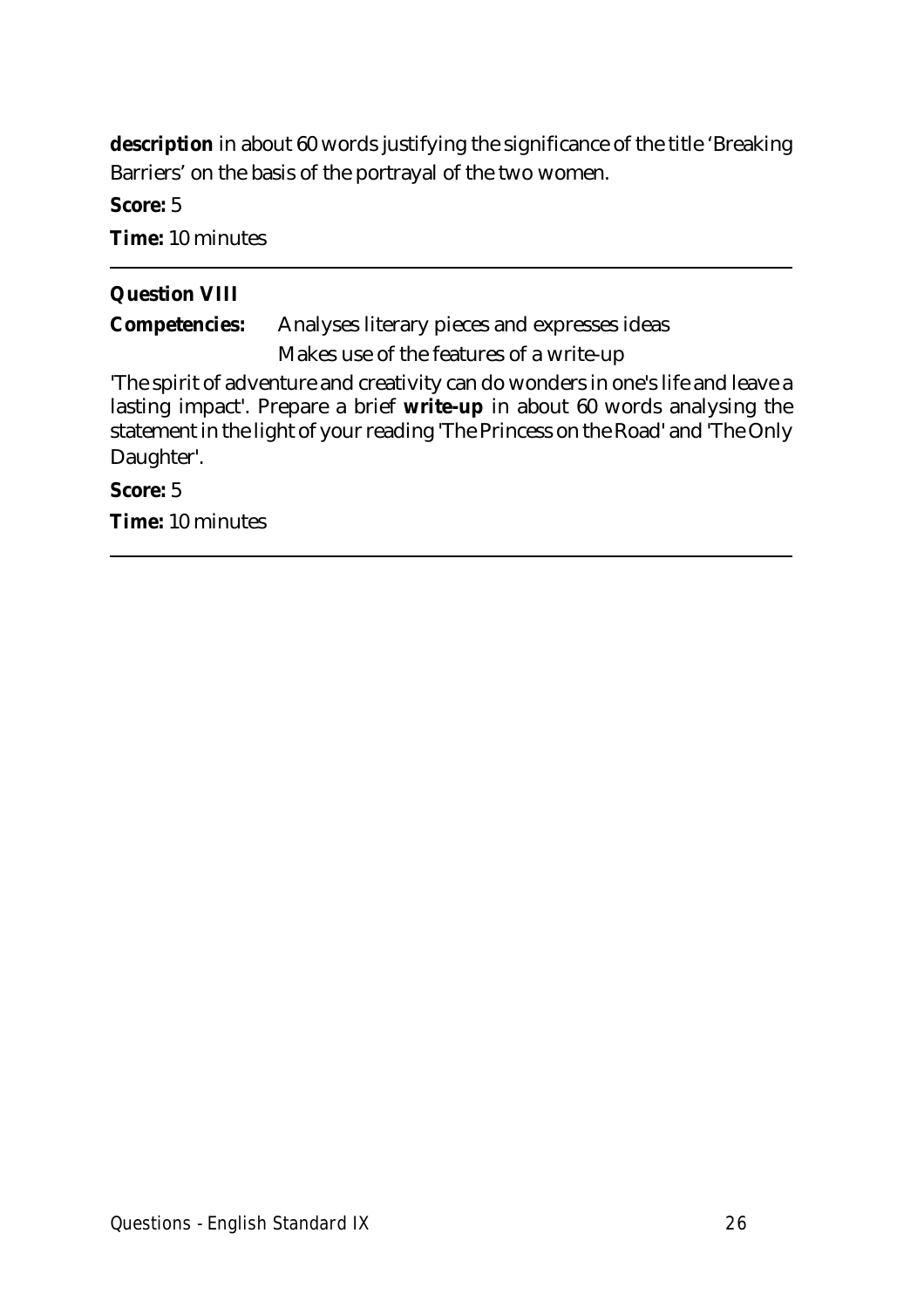**description** in about 60 words justifying the significance of the title 'Breaking Barriers' on the basis of the portrayal of the two women.

**Score:** 5

**Time:** 10 minutes

---

**Question VIII**

**Competencies:** Analyses literary pieces and expresses ideas

Makes use of the features of a write-up

'The spirit of adventure and creativity can do wonders in one's life and leave a lasting impact'. Prepare a brief **write-up** in about 60 words analysing the statement in the light of your reading 'The Princess on the Road' and 'The Only Daughter'.

**Score:** 5

**Time:** 10 minutes

---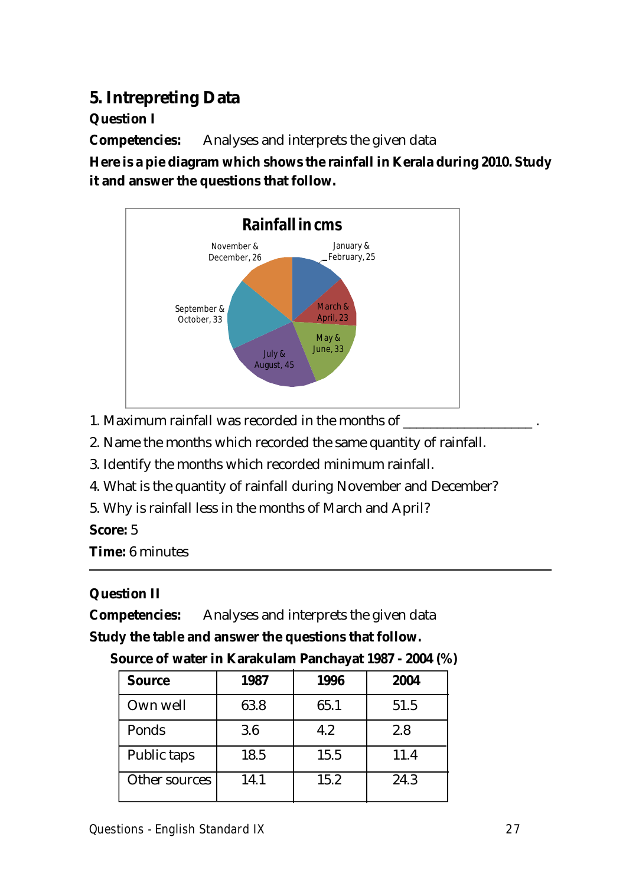## 5. Intrepreting Data

**Question I**

**Competencies:** Analyses and interprets the given data

**Here is a pie diagram which shows the rainfall in Kerala during 2010. Study it and answer the questions that follow.**

**Rainfall in cms**

| Months | Rainfall (cms) |
|---|---|
| January & February | 25 |
| March & April | 23 |
| May & June | 33 |
| July & August | 45 |
| September & October | 33 |
| November & December | 26 |

1. Maximum rainfall was recorded in the months of ___________________ .
2. Name the months which recorded the same quantity of rainfall.
3. Identify the months which recorded minimum rainfall.
4. What is the quantity of rainfall during November and December?
5. Why is rainfall less in the months of March and April?

**Score:** 5

**Time:** 6 minutes

---

**Question II**

**Competencies:** Analyses and interprets the given data

**Study the table and answer the questions that follow.**

**Source of water in Karakulam Panchayat 1987 - 2004 (%)**

| Source | 1987 | 1996 | 2004 |
|---|---|---|---|
| Own well | 63.8 | 65.1 | 51.5 |
| Ponds | 3.6 | 4.2 | 2.8 |
| Public taps | 18.5 | 15.5 | 11.4 |
| Other sources | 14.1 | 15.2 | 24.3 |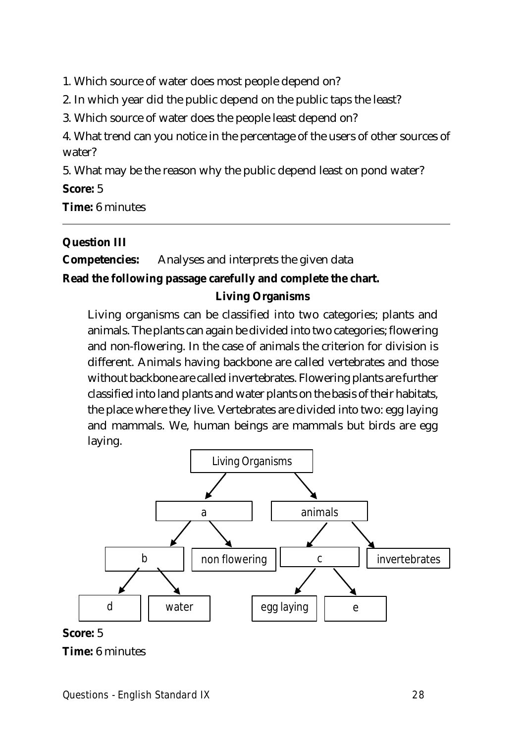1. Which source of water does most people depend on?

2. In which year did the public depend on the public taps the least?

3. Which source of water does the people least depend on?

4. What trend can you notice in the percentage of the users of other sources of water?

5. What may be the reason why the public depend least on pond water?

**Score:** 5

**Time:** 6 minutes

---

**Question III**

**Competencies:** Analyses and interprets the given data

**Read the following passage carefully and complete the chart.**

**Living Organisms**

Living organisms can be classified into two categories; plants and animals. The plants can again be divided into two categories; flowering and non-flowering. In the case of animals the criterion for division is different. Animals having backbone are called vertebrates and those without backbone are called invertebrates. Flowering plants are further classified into land plants and water plants on the basis of their habitats, the place where they live. Vertebrates are divided into two: egg laying and mammals. We, human beings are mammals but birds are egg laying.

- Living Organisms
  - a
    - b
      - d
      - water
    - non flowering
  - animals
    - c
      - egg laying
      - e
    - invertebrates

**Score:** 5

**Time:** 6 minutes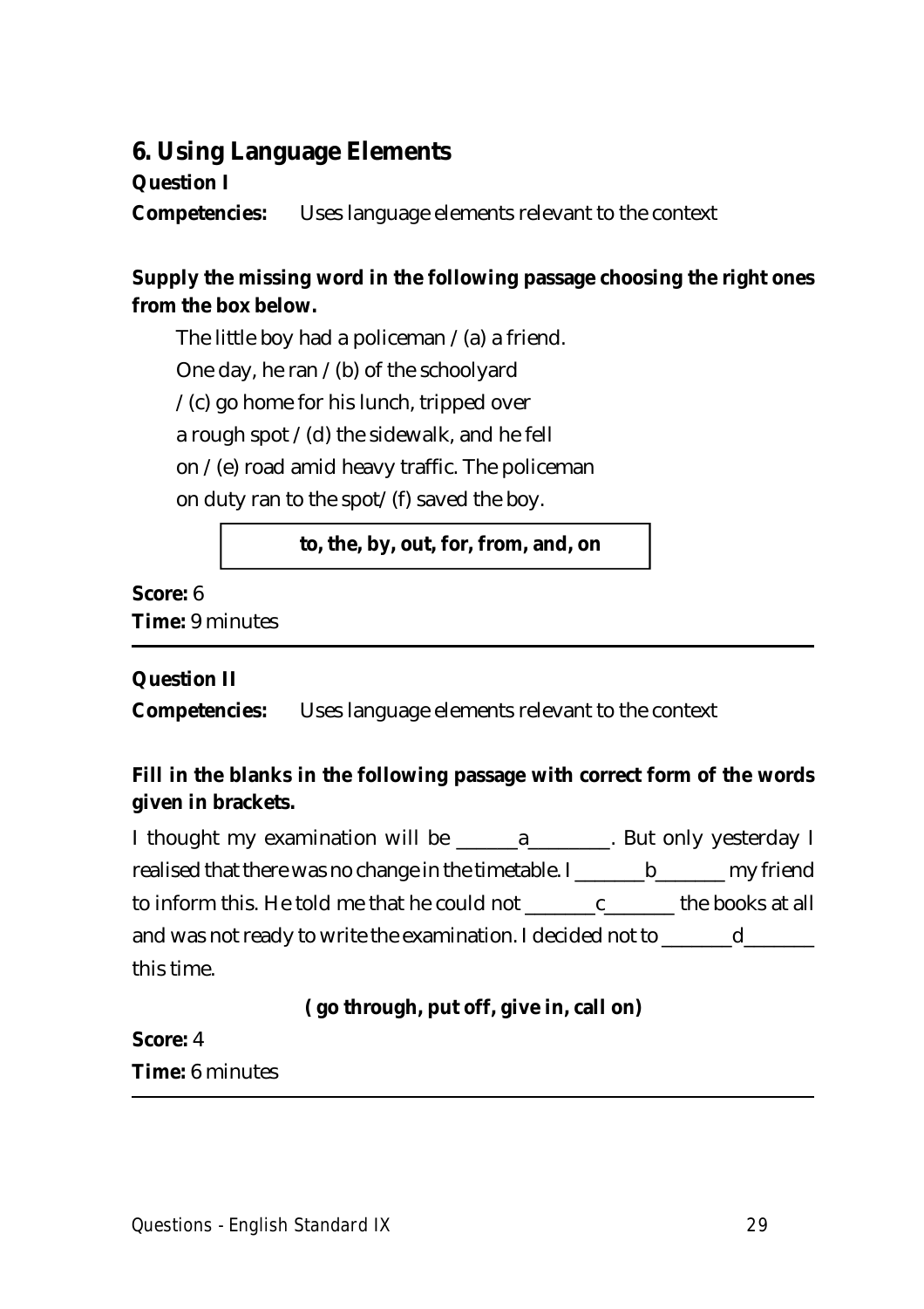## 6. Using Language Elements

**Question I**

**Competencies:** Uses language elements relevant to the context

**Supply the missing word in the following passage choosing the right ones from the box below.**

The little boy had a policeman / (a) a friend.
One day, he ran / (b) of the schoolyard
/ (c) go home for his lunch, tripped over
a rough spot / (d) the sidewalk, and he fell
on / (e) road amid heavy traffic. The policeman
on duty ran to the spot/ (f) saved the boy.

| **to, the, by, out, for, from, and, on** |
|---|

**Score:** 6
**Time:** 9 minutes

---

**Question II**

**Competencies:** Uses language elements relevant to the context

**Fill in the blanks in the following passage with correct form of the words given in brackets.**

I thought my examination will be ______a________. But only yesterday I realised that there was no change in the timetable. I _______b_______ my friend to inform this. He told me that he could not _______c_______ the books at all and was not ready to write the examination. I decided not to _______d_______ this time.

**( go through, put off, give in, call on)**

**Score:** 4
**Time:** 6 minutes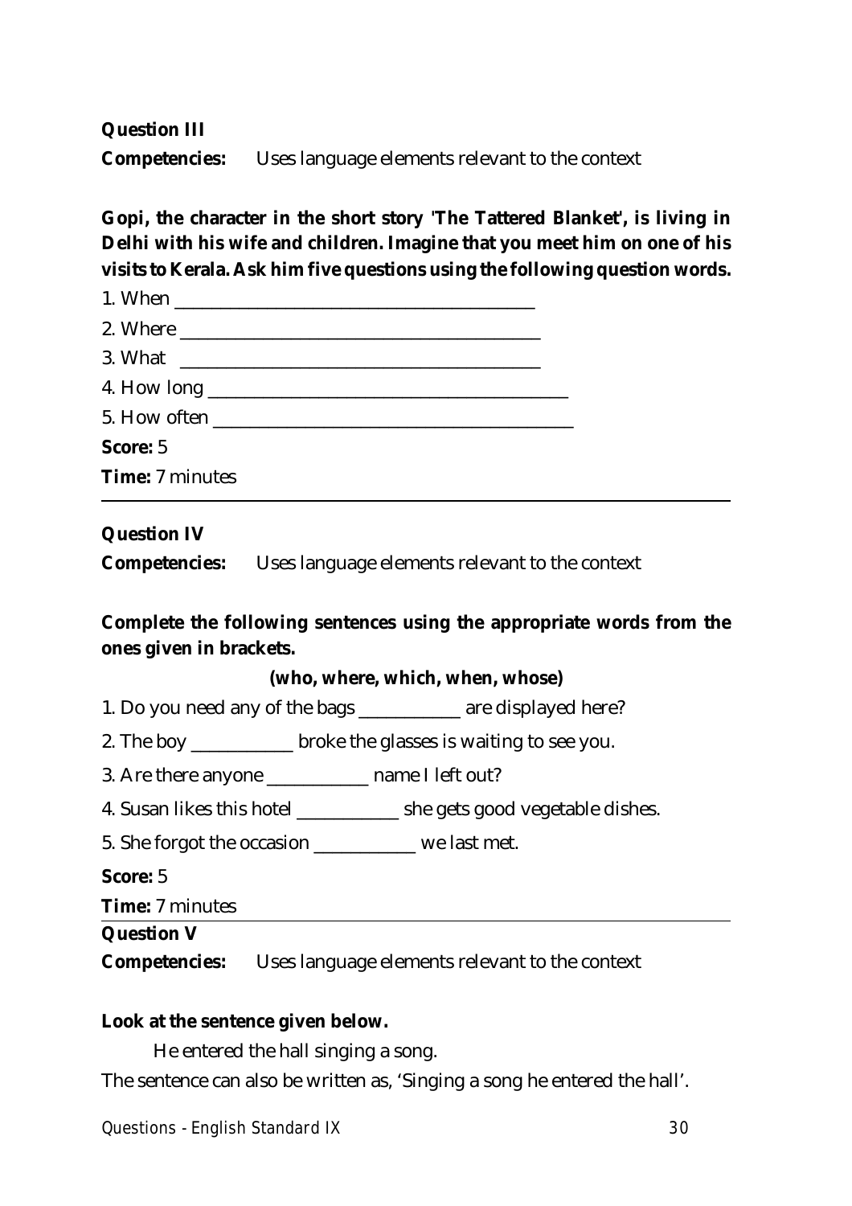**Question III**

**Competencies:** Uses language elements relevant to the context

**Gopi, the character in the short story 'The Tattered Blanket', is living in Delhi with his wife and children. Imagine that you meet him on one of his visits to Kerala. Ask him five questions using the following question words.**

1. When ________________________________________
2. Where ________________________________________
3. What ________________________________________
4. How long ________________________________________
5. How often ________________________________________

**Score:** 5

**Time:** 7 minutes

---

**Question IV**

**Competencies:** Uses language elements relevant to the context

**Complete the following sentences using the appropriate words from the ones given in brackets.**

**(who, where, which, when, whose)**

1. Do you need any of the bags ___________ are displayed here?
2. The boy ___________ broke the glasses is waiting to see you.
3. Are there anyone ___________ name I left out?
4. Susan likes this hotel ___________ she gets good vegetable dishes.
5. She forgot the occasion ___________ we last met.

**Score:** 5

**Time:** 7 minutes

---

**Question V**

**Competencies:** Uses language elements relevant to the context

**Look at the sentence given below.**

He entered the hall singing a song.

The sentence can also be written as, 'Singing a song he entered the hall'.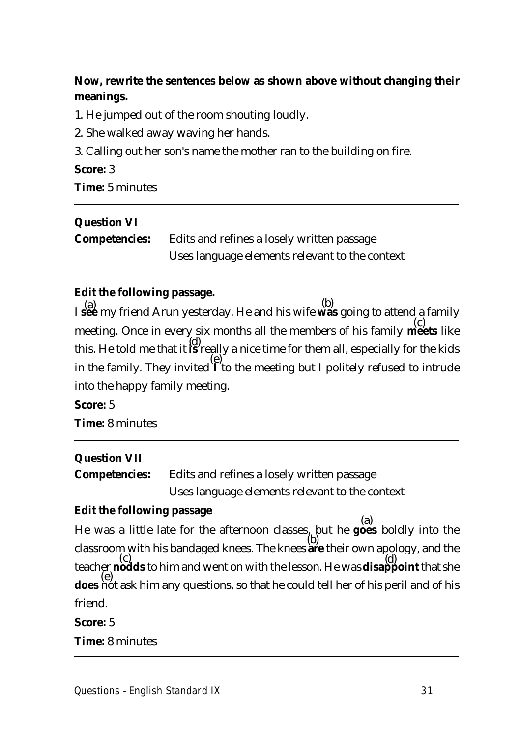**Now, rewrite the sentences below as shown above without changing their meanings.**

1. He jumped out of the room shouting loudly.
2. She walked away waving her hands.
3. Calling out her son's name the mother ran to the building on fire.

**Score:** 3

**Time:** 5 minutes

---

**Question VI**

**Competencies:** Edits and refines a losely written passage
Uses language elements relevant to the context

**Edit the following passage.**

I (a) **see** my friend Arun yesterday. He and his wife (b) **was** going to attend a family meeting. Once in every six months all the members of his family (c) **meets** like this. He told me that it (d) **is** really a nice time for them all, especially for the kids in the family. They invited (e) **I** to the meeting but I politely refused to intrude into the happy family meeting.

**Score:** 5

**Time:** 8 minutes

---

**Question VII**

**Competencies:** Edits and refines a losely written passage
Uses language elements relevant to the context

**Edit the following passage**

He was a little late for the afternoon classes, but he (a) **goes** boldly into the classroom with his bandaged knees. The knees (b) **are** their own apology, and the teacher (c) **nodds** to him and went on with the lesson. He was (d) **disappoint** that she (e) **does** not ask him any questions, so that he could tell her of his peril and of his friend.

**Score:** 5

**Time:** 8 minutes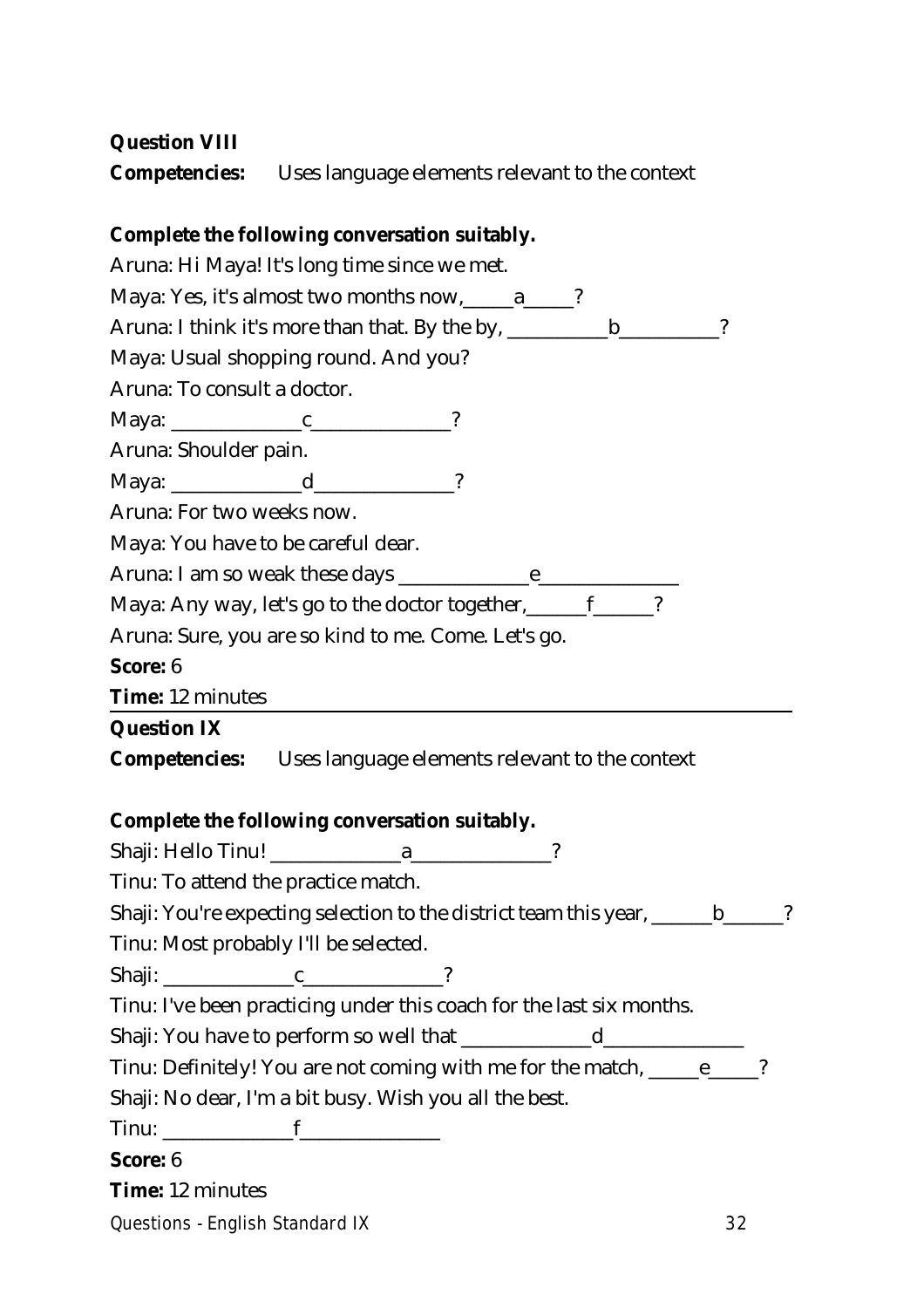**Question VIII**

**Competencies:** Uses language elements relevant to the context

**Complete the following conversation suitably.**

Aruna: Hi Maya! It's long time since we met.

Maya: Yes, it's almost two months now,_____a_____?

Aruna: I think it's more than that. By the by, __________b__________?

Maya: Usual shopping round. And you?

Aruna: To consult a doctor.

Maya: _____________c______________?

Aruna: Shoulder pain.

Maya: _____________d______________?

Aruna: For two weeks now.

Maya: You have to be careful dear.

Aruna: I am so weak these days _____________e______________

Maya: Any way, let's go to the doctor together,______f______?

Aruna: Sure, you are so kind to me. Come. Let's go.

**Score:** 6

**Time:** 12 minutes

---

**Question IX**

**Competencies:** Uses language elements relevant to the context

**Complete the following conversation suitably.**

Shaji: Hello Tinu! _____________a______________?

Tinu: To attend the practice match.

Shaji: You're expecting selection to the district team this year, ______b______?

Tinu: Most probably I'll be selected.

Shaji: _____________c______________?

Tinu: I've been practicing under this coach for the last six months.

Shaji: You have to perform so well that _____________d______________

Tinu: Definitely! You are not coming with me for the match, _____e_____?

Shaji: No dear, I'm a bit busy. Wish you all the best.

Tinu: _____________f______________

**Score:** 6

**Time:** 12 minutes